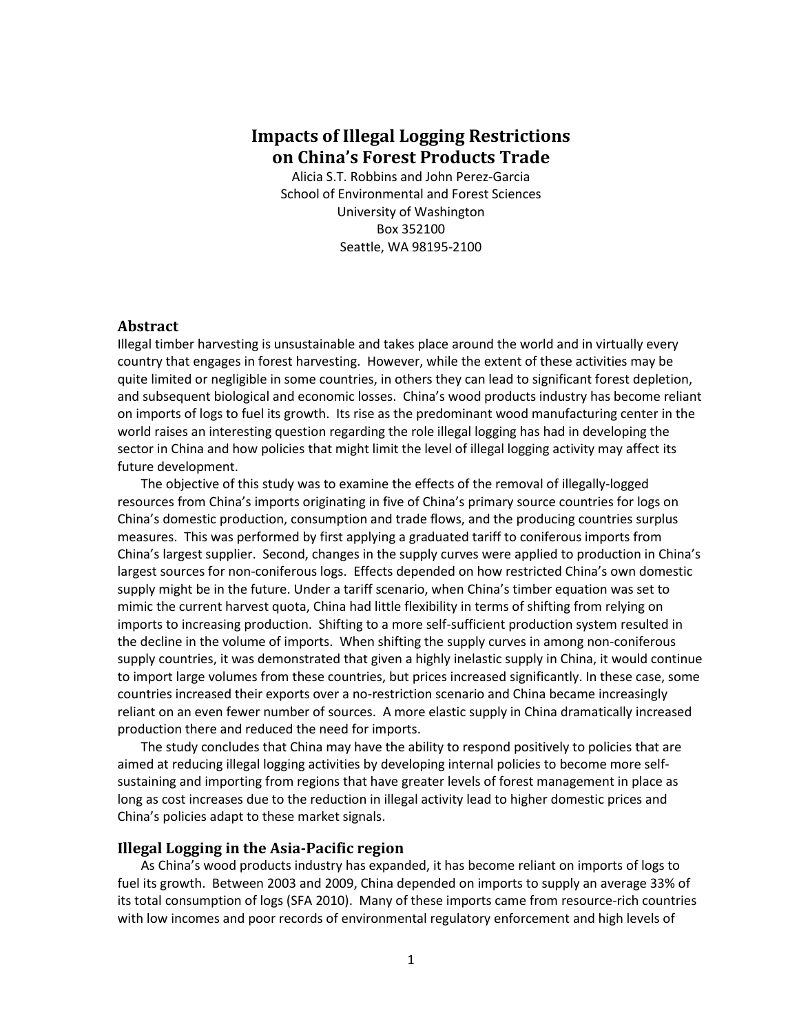# Impacts of Illegal Logging Restrictions on China's Forest Products Trade

Alicia S.T. Robbins and John Perez-Garcia
School of Environmental and Forest Sciences
University of Washington
Box 352100
Seattle, WA 98195-2100

## Abstract

Illegal timber harvesting is unsustainable and takes place around the world and in virtually every country that engages in forest harvesting. However, while the extent of these activities may be quite limited or negligible in some countries, in others they can lead to significant forest depletion, and subsequent biological and economic losses. China's wood products industry has become reliant on imports of logs to fuel its growth. Its rise as the predominant wood manufacturing center in the world raises an interesting question regarding the role illegal logging has had in developing the sector in China and how policies that might limit the level of illegal logging activity may affect its future development.

The objective of this study was to examine the effects of the removal of illegally-logged resources from China's imports originating in five of China's primary source countries for logs on China's domestic production, consumption and trade flows, and the producing countries surplus measures. This was performed by first applying a graduated tariff to coniferous imports from China's largest supplier. Second, changes in the supply curves were applied to production in China's largest sources for non-coniferous logs. Effects depended on how restricted China's own domestic supply might be in the future. Under a tariff scenario, when China's timber equation was set to mimic the current harvest quota, China had little flexibility in terms of shifting from relying on imports to increasing production. Shifting to a more self-sufficient production system resulted in the decline in the volume of imports. When shifting the supply curves in among non-coniferous supply countries, it was demonstrated that given a highly inelastic supply in China, it would continue to import large volumes from these countries, but prices increased significantly. In these case, some countries increased their exports over a no-restriction scenario and China became increasingly reliant on an even fewer number of sources. A more elastic supply in China dramatically increased production there and reduced the need for imports.

The study concludes that China may have the ability to respond positively to policies that are aimed at reducing illegal logging activities by developing internal policies to become more self-sustaining and importing from regions that have greater levels of forest management in place as long as cost increases due to the reduction in illegal activity lead to higher domestic prices and China's policies adapt to these market signals.

## Illegal Logging in the Asia-Pacific region

As China's wood products industry has expanded, it has become reliant on imports of logs to fuel its growth. Between 2003 and 2009, China depended on imports to supply an average 33% of its total consumption of logs (SFA 2010). Many of these imports came from resource-rich countries with low incomes and poor records of environmental regulatory enforcement and high levels of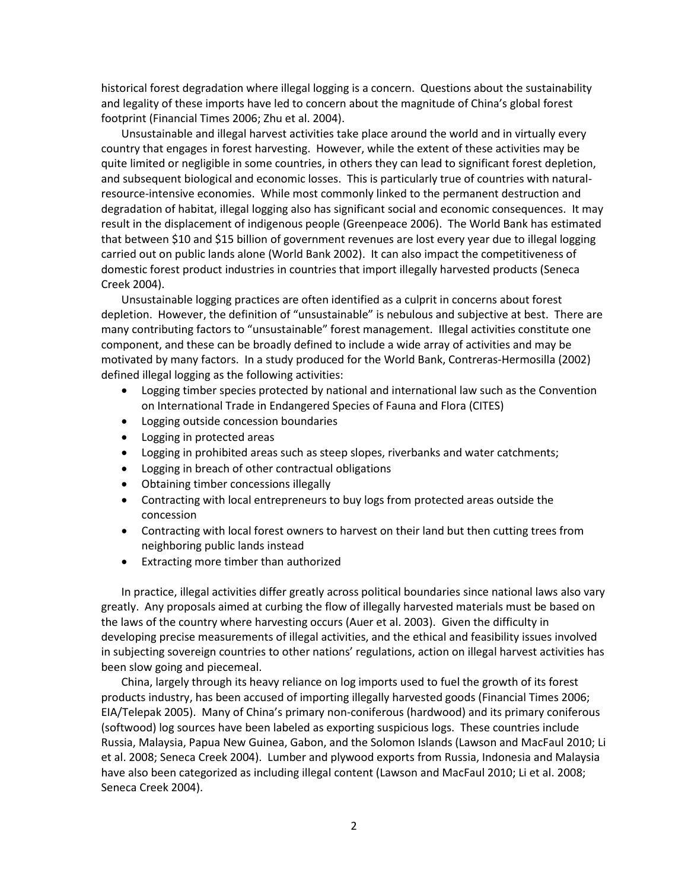historical forest degradation where illegal logging is a concern. Questions about the sustainability and legality of these imports have led to concern about the magnitude of China's global forest footprint (Financial Times 2006; Zhu et al. 2004).

Unsustainable and illegal harvest activities take place around the world and in virtually every country that engages in forest harvesting. However, while the extent of these activities may be quite limited or negligible in some countries, in others they can lead to significant forest depletion, and subsequent biological and economic losses. This is particularly true of countries with natural-resource-intensive economies. While most commonly linked to the permanent destruction and degradation of habitat, illegal logging also has significant social and economic consequences. It may result in the displacement of indigenous people (Greenpeace 2006). The World Bank has estimated that between \$10 and \$15 billion of government revenues are lost every year due to illegal logging carried out on public lands alone (World Bank 2002). It can also impact the competitiveness of domestic forest product industries in countries that import illegally harvested products (Seneca Creek 2004).

Unsustainable logging practices are often identified as a culprit in concerns about forest depletion. However, the definition of "unsustainable" is nebulous and subjective at best. There are many contributing factors to "unsustainable" forest management. Illegal activities constitute one component, and these can be broadly defined to include a wide array of activities and may be motivated by many factors. In a study produced for the World Bank, Contreras-Hermosilla (2002) defined illegal logging as the following activities:

- Logging timber species protected by national and international law such as the Convention on International Trade in Endangered Species of Fauna and Flora (CITES)
- Logging outside concession boundaries
- Logging in protected areas
- Logging in prohibited areas such as steep slopes, riverbanks and water catchments;
- Logging in breach of other contractual obligations
- Obtaining timber concessions illegally
- Contracting with local entrepreneurs to buy logs from protected areas outside the concession
- Contracting with local forest owners to harvest on their land but then cutting trees from neighboring public lands instead
- Extracting more timber than authorized

In practice, illegal activities differ greatly across political boundaries since national laws also vary greatly. Any proposals aimed at curbing the flow of illegally harvested materials must be based on the laws of the country where harvesting occurs (Auer et al. 2003). Given the difficulty in developing precise measurements of illegal activities, and the ethical and feasibility issues involved in subjecting sovereign countries to other nations' regulations, action on illegal harvest activities has been slow going and piecemeal.

China, largely through its heavy reliance on log imports used to fuel the growth of its forest products industry, has been accused of importing illegally harvested goods (Financial Times 2006; EIA/Telepak 2005). Many of China's primary non-coniferous (hardwood) and its primary coniferous (softwood) log sources have been labeled as exporting suspicious logs. These countries include Russia, Malaysia, Papua New Guinea, Gabon, and the Solomon Islands (Lawson and MacFaul 2010; Li et al. 2008; Seneca Creek 2004). Lumber and plywood exports from Russia, Indonesia and Malaysia have also been categorized as including illegal content (Lawson and MacFaul 2010; Li et al. 2008; Seneca Creek 2004).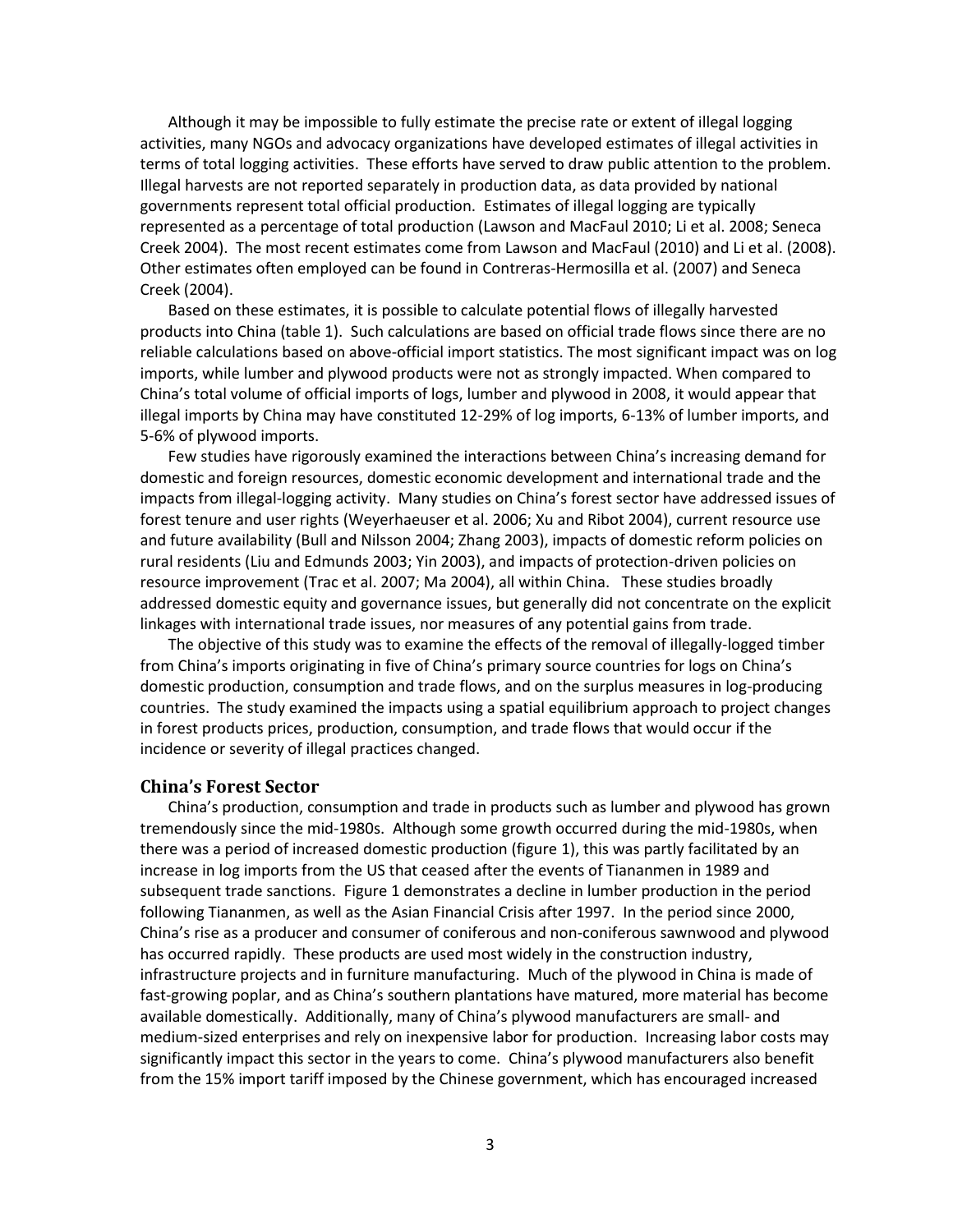Although it may be impossible to fully estimate the precise rate or extent of illegal logging activities, many NGOs and advocacy organizations have developed estimates of illegal activities in terms of total logging activities. These efforts have served to draw public attention to the problem. Illegal harvests are not reported separately in production data, as data provided by national governments represent total official production. Estimates of illegal logging are typically represented as a percentage of total production (Lawson and MacFaul 2010; Li et al. 2008; Seneca Creek 2004). The most recent estimates come from Lawson and MacFaul (2010) and Li et al. (2008). Other estimates often employed can be found in Contreras-Hermosilla et al. (2007) and Seneca Creek (2004).

Based on these estimates, it is possible to calculate potential flows of illegally harvested products into China (table 1). Such calculations are based on official trade flows since there are no reliable calculations based on above-official import statistics. The most significant impact was on log imports, while lumber and plywood products were not as strongly impacted. When compared to China's total volume of official imports of logs, lumber and plywood in 2008, it would appear that illegal imports by China may have constituted 12-29% of log imports, 6-13% of lumber imports, and 5-6% of plywood imports.

Few studies have rigorously examined the interactions between China's increasing demand for domestic and foreign resources, domestic economic development and international trade and the impacts from illegal-logging activity. Many studies on China's forest sector have addressed issues of forest tenure and user rights (Weyerhaeuser et al. 2006; Xu and Ribot 2004), current resource use and future availability (Bull and Nilsson 2004; Zhang 2003), impacts of domestic reform policies on rural residents (Liu and Edmunds 2003; Yin 2003), and impacts of protection-driven policies on resource improvement (Trac et al. 2007; Ma 2004), all within China. These studies broadly addressed domestic equity and governance issues, but generally did not concentrate on the explicit linkages with international trade issues, nor measures of any potential gains from trade.

The objective of this study was to examine the effects of the removal of illegally-logged timber from China's imports originating in five of China's primary source countries for logs on China's domestic production, consumption and trade flows, and on the surplus measures in log-producing countries. The study examined the impacts using a spatial equilibrium approach to project changes in forest products prices, production, consumption, and trade flows that would occur if the incidence or severity of illegal practices changed.

## China's Forest Sector

China's production, consumption and trade in products such as lumber and plywood has grown tremendously since the mid-1980s. Although some growth occurred during the mid-1980s, when there was a period of increased domestic production (figure 1), this was partly facilitated by an increase in log imports from the US that ceased after the events of Tiananmen in 1989 and subsequent trade sanctions. Figure 1 demonstrates a decline in lumber production in the period following Tiananmen, as well as the Asian Financial Crisis after 1997. In the period since 2000, China's rise as a producer and consumer of coniferous and non-coniferous sawnwood and plywood has occurred rapidly. These products are used most widely in the construction industry, infrastructure projects and in furniture manufacturing. Much of the plywood in China is made of fast-growing poplar, and as China's southern plantations have matured, more material has become available domestically. Additionally, many of China's plywood manufacturers are small- and medium-sized enterprises and rely on inexpensive labor for production. Increasing labor costs may significantly impact this sector in the years to come. China's plywood manufacturers also benefit from the 15% import tariff imposed by the Chinese government, which has encouraged increased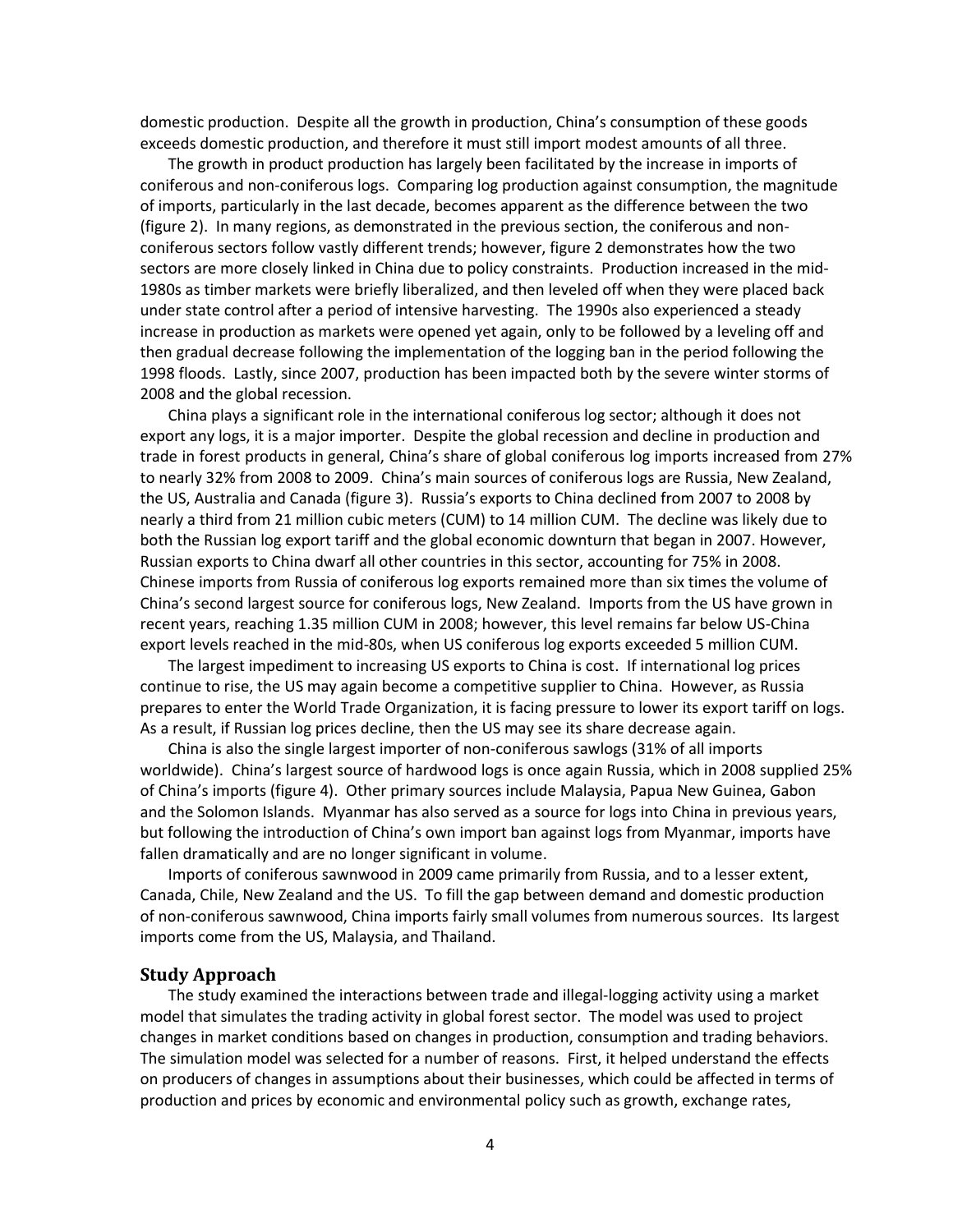domestic production. Despite all the growth in production, China's consumption of these goods exceeds domestic production, and therefore it must still import modest amounts of all three.

The growth in product production has largely been facilitated by the increase in imports of coniferous and non-coniferous logs. Comparing log production against consumption, the magnitude of imports, particularly in the last decade, becomes apparent as the difference between the two (figure 2). In many regions, as demonstrated in the previous section, the coniferous and non-coniferous sectors follow vastly different trends; however, figure 2 demonstrates how the two sectors are more closely linked in China due to policy constraints. Production increased in the mid-1980s as timber markets were briefly liberalized, and then leveled off when they were placed back under state control after a period of intensive harvesting. The 1990s also experienced a steady increase in production as markets were opened yet again, only to be followed by a leveling off and then gradual decrease following the implementation of the logging ban in the period following the 1998 floods. Lastly, since 2007, production has been impacted both by the severe winter storms of 2008 and the global recession.

China plays a significant role in the international coniferous log sector; although it does not export any logs, it is a major importer. Despite the global recession and decline in production and trade in forest products in general, China's share of global coniferous log imports increased from 27% to nearly 32% from 2008 to 2009. China's main sources of coniferous logs are Russia, New Zealand, the US, Australia and Canada (figure 3). Russia's exports to China declined from 2007 to 2008 by nearly a third from 21 million cubic meters (CUM) to 14 million CUM. The decline was likely due to both the Russian log export tariff and the global economic downturn that began in 2007. However, Russian exports to China dwarf all other countries in this sector, accounting for 75% in 2008. Chinese imports from Russia of coniferous log exports remained more than six times the volume of China's second largest source for coniferous logs, New Zealand. Imports from the US have grown in recent years, reaching 1.35 million CUM in 2008; however, this level remains far below US-China export levels reached in the mid-80s, when US coniferous log exports exceeded 5 million CUM.

The largest impediment to increasing US exports to China is cost. If international log prices continue to rise, the US may again become a competitive supplier to China. However, as Russia prepares to enter the World Trade Organization, it is facing pressure to lower its export tariff on logs. As a result, if Russian log prices decline, then the US may see its share decrease again.

China is also the single largest importer of non-coniferous sawlogs (31% of all imports worldwide). China's largest source of hardwood logs is once again Russia, which in 2008 supplied 25% of China's imports (figure 4). Other primary sources include Malaysia, Papua New Guinea, Gabon and the Solomon Islands. Myanmar has also served as a source for logs into China in previous years, but following the introduction of China's own import ban against logs from Myanmar, imports have fallen dramatically and are no longer significant in volume.

Imports of coniferous sawnwood in 2009 came primarily from Russia, and to a lesser extent, Canada, Chile, New Zealand and the US. To fill the gap between demand and domestic production of non-coniferous sawnwood, China imports fairly small volumes from numerous sources. Its largest imports come from the US, Malaysia, and Thailand.

## Study Approach

The study examined the interactions between trade and illegal-logging activity using a market model that simulates the trading activity in global forest sector. The model was used to project changes in market conditions based on changes in production, consumption and trading behaviors. The simulation model was selected for a number of reasons. First, it helped understand the effects on producers of changes in assumptions about their businesses, which could be affected in terms of production and prices by economic and environmental policy such as growth, exchange rates,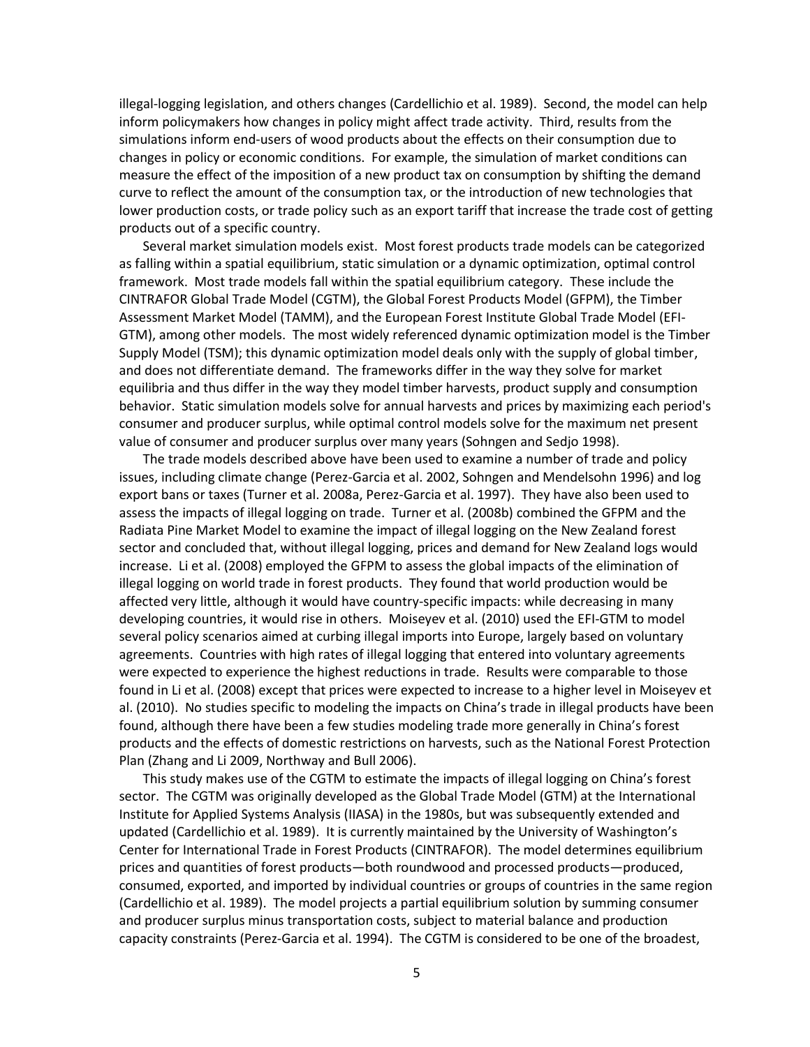illegal-logging legislation, and others changes (Cardellichio et al. 1989). Second, the model can help inform policymakers how changes in policy might affect trade activity. Third, results from the simulations inform end-users of wood products about the effects on their consumption due to changes in policy or economic conditions. For example, the simulation of market conditions can measure the effect of the imposition of a new product tax on consumption by shifting the demand curve to reflect the amount of the consumption tax, or the introduction of new technologies that lower production costs, or trade policy such as an export tariff that increase the trade cost of getting products out of a specific country.

Several market simulation models exist. Most forest products trade models can be categorized as falling within a spatial equilibrium, static simulation or a dynamic optimization, optimal control framework. Most trade models fall within the spatial equilibrium category. These include the CINTRAFOR Global Trade Model (CGTM), the Global Forest Products Model (GFPM), the Timber Assessment Market Model (TAMM), and the European Forest Institute Global Trade Model (EFI-GTM), among other models. The most widely referenced dynamic optimization model is the Timber Supply Model (TSM); this dynamic optimization model deals only with the supply of global timber, and does not differentiate demand. The frameworks differ in the way they solve for market equilibria and thus differ in the way they model timber harvests, product supply and consumption behavior. Static simulation models solve for annual harvests and prices by maximizing each period's consumer and producer surplus, while optimal control models solve for the maximum net present value of consumer and producer surplus over many years (Sohngen and Sedjo 1998).

The trade models described above have been used to examine a number of trade and policy issues, including climate change (Perez-Garcia et al. 2002, Sohngen and Mendelsohn 1996) and log export bans or taxes (Turner et al. 2008a, Perez-Garcia et al. 1997). They have also been used to assess the impacts of illegal logging on trade. Turner et al. (2008b) combined the GFPM and the Radiata Pine Market Model to examine the impact of illegal logging on the New Zealand forest sector and concluded that, without illegal logging, prices and demand for New Zealand logs would increase. Li et al. (2008) employed the GFPM to assess the global impacts of the elimination of illegal logging on world trade in forest products. They found that world production would be affected very little, although it would have country-specific impacts: while decreasing in many developing countries, it would rise in others. Moiseyev et al. (2010) used the EFI-GTM to model several policy scenarios aimed at curbing illegal imports into Europe, largely based on voluntary agreements. Countries with high rates of illegal logging that entered into voluntary agreements were expected to experience the highest reductions in trade. Results were comparable to those found in Li et al. (2008) except that prices were expected to increase to a higher level in Moiseyev et al. (2010). No studies specific to modeling the impacts on China's trade in illegal products have been found, although there have been a few studies modeling trade more generally in China's forest products and the effects of domestic restrictions on harvests, such as the National Forest Protection Plan (Zhang and Li 2009, Northway and Bull 2006).

This study makes use of the CGTM to estimate the impacts of illegal logging on China's forest sector. The CGTM was originally developed as the Global Trade Model (GTM) at the International Institute for Applied Systems Analysis (IIASA) in the 1980s, but was subsequently extended and updated (Cardellichio et al. 1989). It is currently maintained by the University of Washington's Center for International Trade in Forest Products (CINTRAFOR). The model determines equilibrium prices and quantities of forest products—both roundwood and processed products—produced, consumed, exported, and imported by individual countries or groups of countries in the same region (Cardellichio et al. 1989). The model projects a partial equilibrium solution by summing consumer and producer surplus minus transportation costs, subject to material balance and production capacity constraints (Perez-Garcia et al. 1994). The CGTM is considered to be one of the broadest,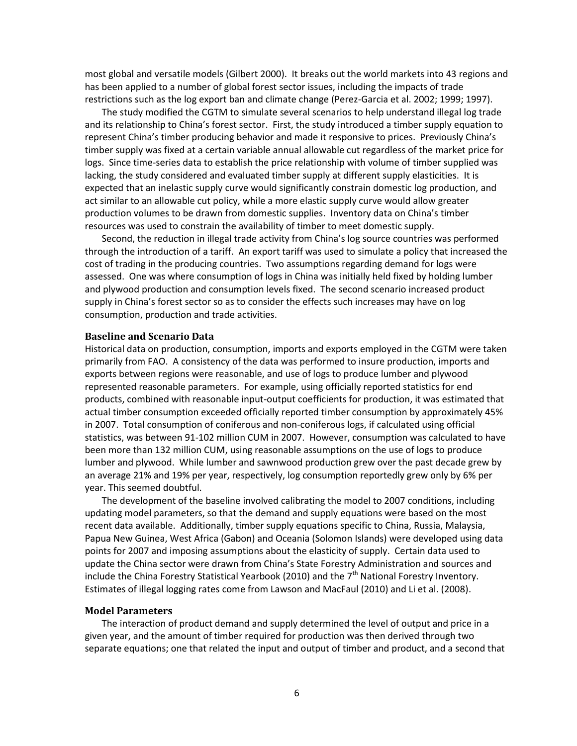most global and versatile models (Gilbert 2000). It breaks out the world markets into 43 regions and has been applied to a number of global forest sector issues, including the impacts of trade restrictions such as the log export ban and climate change (Perez-Garcia et al. 2002; 1999; 1997).

The study modified the CGTM to simulate several scenarios to help understand illegal log trade and its relationship to China's forest sector. First, the study introduced a timber supply equation to represent China's timber producing behavior and made it responsive to prices. Previously China's timber supply was fixed at a certain variable annual allowable cut regardless of the market price for logs. Since time-series data to establish the price relationship with volume of timber supplied was lacking, the study considered and evaluated timber supply at different supply elasticities. It is expected that an inelastic supply curve would significantly constrain domestic log production, and act similar to an allowable cut policy, while a more elastic supply curve would allow greater production volumes to be drawn from domestic supplies. Inventory data on China's timber resources was used to constrain the availability of timber to meet domestic supply.

Second, the reduction in illegal trade activity from China's log source countries was performed through the introduction of a tariff. An export tariff was used to simulate a policy that increased the cost of trading in the producing countries. Two assumptions regarding demand for logs were assessed. One was where consumption of logs in China was initially held fixed by holding lumber and plywood production and consumption levels fixed. The second scenario increased product supply in China's forest sector so as to consider the effects such increases may have on log consumption, production and trade activities.

### Baseline and Scenario Data

Historical data on production, consumption, imports and exports employed in the CGTM were taken primarily from FAO. A consistency of the data was performed to insure production, imports and exports between regions were reasonable, and use of logs to produce lumber and plywood represented reasonable parameters. For example, using officially reported statistics for end products, combined with reasonable input-output coefficients for production, it was estimated that actual timber consumption exceeded officially reported timber consumption by approximately 45% in 2007. Total consumption of coniferous and non-coniferous logs, if calculated using official statistics, was between 91-102 million CUM in 2007. However, consumption was calculated to have been more than 132 million CUM, using reasonable assumptions on the use of logs to produce lumber and plywood. While lumber and sawnwood production grew over the past decade grew by an average 21% and 19% per year, respectively, log consumption reportedly grew only by 6% per year. This seemed doubtful.

The development of the baseline involved calibrating the model to 2007 conditions, including updating model parameters, so that the demand and supply equations were based on the most recent data available. Additionally, timber supply equations specific to China, Russia, Malaysia, Papua New Guinea, West Africa (Gabon) and Oceania (Solomon Islands) were developed using data points for 2007 and imposing assumptions about the elasticity of supply. Certain data used to update the China sector were drawn from China's State Forestry Administration and sources and include the China Forestry Statistical Yearbook (2010) and the 7th National Forestry Inventory. Estimates of illegal logging rates come from Lawson and MacFaul (2010) and Li et al. (2008).

### Model Parameters

The interaction of product demand and supply determined the level of output and price in a given year, and the amount of timber required for production was then derived through two separate equations; one that related the input and output of timber and product, and a second that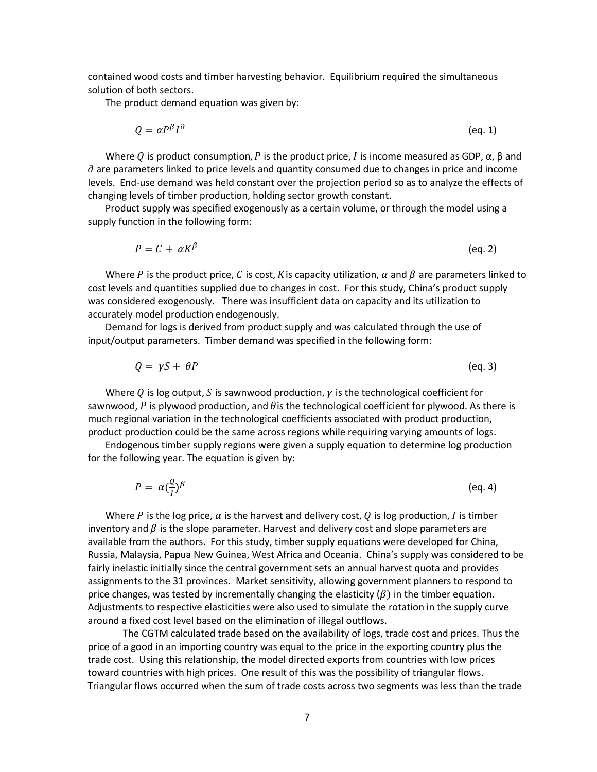contained wood costs and timber harvesting behavior. Equilibrium required the simultaneous solution of both sectors.

The product demand equation was given by:

$$Q = \alpha P^{\beta} I^{\partial} \tag{eq. 1}$$

Where $Q$ is product consumption, $P$ is the product price, $I$ is income measured as GDP, α, β and $\partial$ are parameters linked to price levels and quantity consumed due to changes in price and income levels. End-use demand was held constant over the projection period so as to analyze the effects of changing levels of timber production, holding sector growth constant.

Product supply was specified exogenously as a certain volume, or through the model using a supply function in the following form:

$$P = C + \alpha K^{\beta} \tag{eq. 2}$$

Where $P$ is the product price, $C$ is cost, $K$ is capacity utilization, $\alpha$ and $\beta$ are parameters linked to cost levels and quantities supplied due to changes in cost. For this study, China's product supply was considered exogenously. There was insufficient data on capacity and its utilization to accurately model production endogenously.

Demand for logs is derived from product supply and was calculated through the use of input/output parameters. Timber demand was specified in the following form:

$$Q = \gamma S + \theta P \tag{eq. 3}$$

Where $Q$ is log output, $S$ is sawnwood production, $\gamma$ is the technological coefficient for sawnwood, $P$ is plywood production, and $\theta$ is the technological coefficient for plywood. As there is much regional variation in the technological coefficients associated with product production, product production could be the same across regions while requiring varying amounts of logs.

Endogenous timber supply regions were given a supply equation to determine log production for the following year. The equation is given by:

$$P = \alpha \left(\frac{Q}{I}\right)^{\beta} \tag{eq. 4}$$

Where $P$ is the log price, $\alpha$ is the harvest and delivery cost, $Q$ is log production, $I$ is timber inventory and $\beta$ is the slope parameter. Harvest and delivery cost and slope parameters are available from the authors. For this study, timber supply equations were developed for China, Russia, Malaysia, Papua New Guinea, West Africa and Oceania. China's supply was considered to be fairly inelastic initially since the central government sets an annual harvest quota and provides assignments to the 31 provinces. Market sensitivity, allowing government planners to respond to price changes, was tested by incrementally changing the elasticity ($\beta$) in the timber equation. Adjustments to respective elasticities were also used to simulate the rotation in the supply curve around a fixed cost level based on the elimination of illegal outflows.

The CGTM calculated trade based on the availability of logs, trade cost and prices. Thus the price of a good in an importing country was equal to the price in the exporting country plus the trade cost. Using this relationship, the model directed exports from countries with low prices toward countries with high prices. One result of this was the possibility of triangular flows. Triangular flows occurred when the sum of trade costs across two segments was less than the trade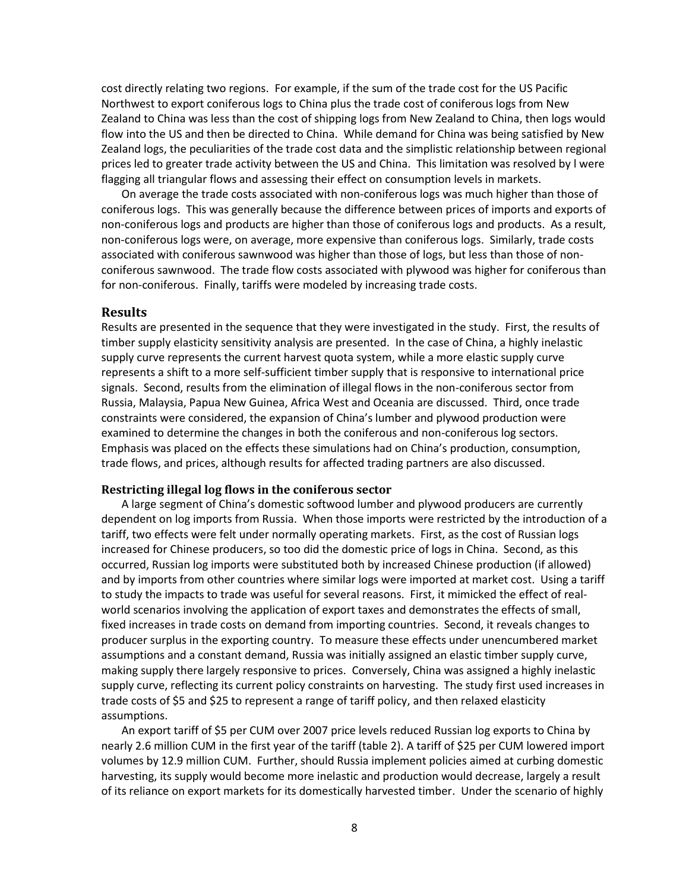cost directly relating two regions. For example, if the sum of the trade cost for the US Pacific Northwest to export coniferous logs to China plus the trade cost of coniferous logs from New Zealand to China was less than the cost of shipping logs from New Zealand to China, then logs would flow into the US and then be directed to China. While demand for China was being satisfied by New Zealand logs, the peculiarities of the trade cost data and the simplistic relationship between regional prices led to greater trade activity between the US and China. This limitation was resolved by l were flagging all triangular flows and assessing their effect on consumption levels in markets.

On average the trade costs associated with non-coniferous logs was much higher than those of coniferous logs. This was generally because the difference between prices of imports and exports of non-coniferous logs and products are higher than those of coniferous logs and products. As a result, non-coniferous logs were, on average, more expensive than coniferous logs. Similarly, trade costs associated with coniferous sawnwood was higher than those of logs, but less than those of non-coniferous sawnwood. The trade flow costs associated with plywood was higher for coniferous than for non-coniferous. Finally, tariffs were modeled by increasing trade costs.

## Results

Results are presented in the sequence that they were investigated in the study. First, the results of timber supply elasticity sensitivity analysis are presented. In the case of China, a highly inelastic supply curve represents the current harvest quota system, while a more elastic supply curve represents a shift to a more self-sufficient timber supply that is responsive to international price signals. Second, results from the elimination of illegal flows in the non-coniferous sector from Russia, Malaysia, Papua New Guinea, Africa West and Oceania are discussed. Third, once trade constraints were considered, the expansion of China's lumber and plywood production were examined to determine the changes in both the coniferous and non-coniferous log sectors. Emphasis was placed on the effects these simulations had on China's production, consumption, trade flows, and prices, although results for affected trading partners are also discussed.

### Restricting illegal log flows in the coniferous sector

A large segment of China's domestic softwood lumber and plywood producers are currently dependent on log imports from Russia. When those imports were restricted by the introduction of a tariff, two effects were felt under normally operating markets. First, as the cost of Russian logs increased for Chinese producers, so too did the domestic price of logs in China. Second, as this occurred, Russian log imports were substituted both by increased Chinese production (if allowed) and by imports from other countries where similar logs were imported at market cost. Using a tariff to study the impacts to trade was useful for several reasons. First, it mimicked the effect of real-world scenarios involving the application of export taxes and demonstrates the effects of small, fixed increases in trade costs on demand from importing countries. Second, it reveals changes to producer surplus in the exporting country. To measure these effects under unencumbered market assumptions and a constant demand, Russia was initially assigned an elastic timber supply curve, making supply there largely responsive to prices. Conversely, China was assigned a highly inelastic supply curve, reflecting its current policy constraints on harvesting. The study first used increases in trade costs of \$5 and \$25 to represent a range of tariff policy, and then relaxed elasticity assumptions.

An export tariff of \$5 per CUM over 2007 price levels reduced Russian log exports to China by nearly 2.6 million CUM in the first year of the tariff (table 2). A tariff of \$25 per CUM lowered import volumes by 12.9 million CUM. Further, should Russia implement policies aimed at curbing domestic harvesting, its supply would become more inelastic and production would decrease, largely a result of its reliance on export markets for its domestically harvested timber. Under the scenario of highly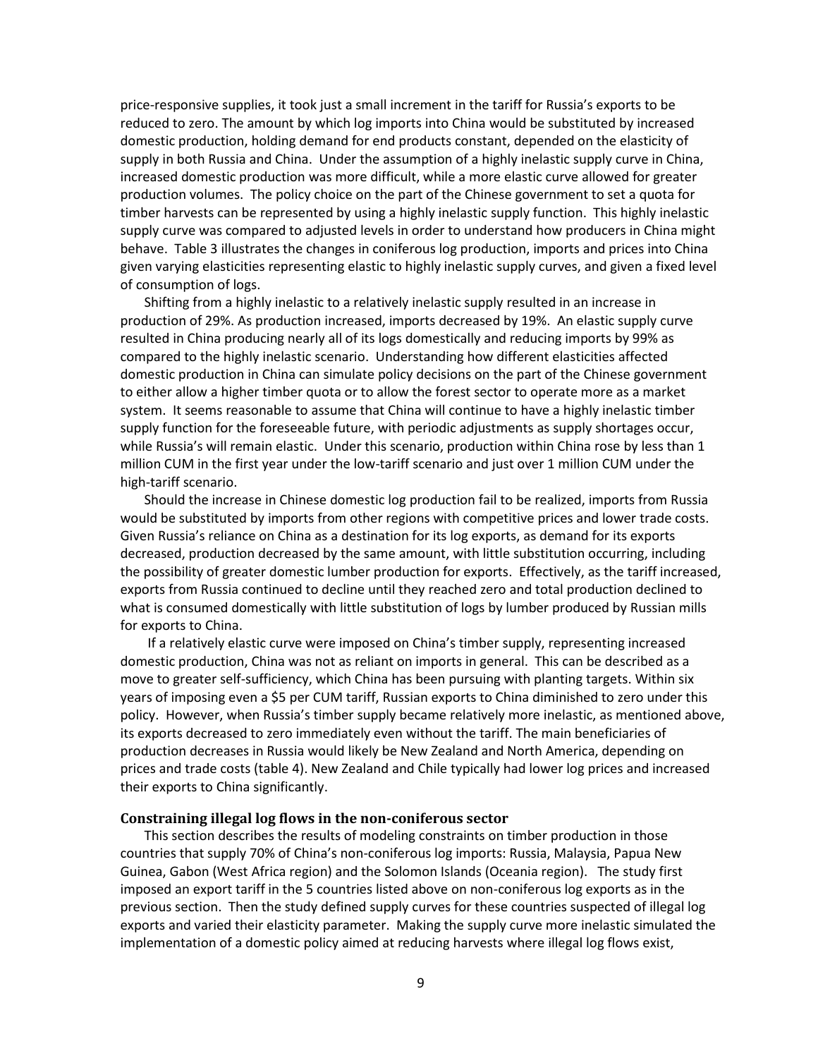price-responsive supplies, it took just a small increment in the tariff for Russia's exports to be reduced to zero. The amount by which log imports into China would be substituted by increased domestic production, holding demand for end products constant, depended on the elasticity of supply in both Russia and China. Under the assumption of a highly inelastic supply curve in China, increased domestic production was more difficult, while a more elastic curve allowed for greater production volumes. The policy choice on the part of the Chinese government to set a quota for timber harvests can be represented by using a highly inelastic supply function. This highly inelastic supply curve was compared to adjusted levels in order to understand how producers in China might behave. Table 3 illustrates the changes in coniferous log production, imports and prices into China given varying elasticities representing elastic to highly inelastic supply curves, and given a fixed level of consumption of logs.

Shifting from a highly inelastic to a relatively inelastic supply resulted in an increase in production of 29%. As production increased, imports decreased by 19%. An elastic supply curve resulted in China producing nearly all of its logs domestically and reducing imports by 99% as compared to the highly inelastic scenario. Understanding how different elasticities affected domestic production in China can simulate policy decisions on the part of the Chinese government to either allow a higher timber quota or to allow the forest sector to operate more as a market system. It seems reasonable to assume that China will continue to have a highly inelastic timber supply function for the foreseeable future, with periodic adjustments as supply shortages occur, while Russia's will remain elastic. Under this scenario, production within China rose by less than 1 million CUM in the first year under the low-tariff scenario and just over 1 million CUM under the high-tariff scenario.

Should the increase in Chinese domestic log production fail to be realized, imports from Russia would be substituted by imports from other regions with competitive prices and lower trade costs. Given Russia's reliance on China as a destination for its log exports, as demand for its exports decreased, production decreased by the same amount, with little substitution occurring, including the possibility of greater domestic lumber production for exports. Effectively, as the tariff increased, exports from Russia continued to decline until they reached zero and total production declined to what is consumed domestically with little substitution of logs by lumber produced by Russian mills for exports to China.

If a relatively elastic curve were imposed on China's timber supply, representing increased domestic production, China was not as reliant on imports in general. This can be described as a move to greater self-sufficiency, which China has been pursuing with planting targets. Within six years of imposing even a $5 per CUM tariff, Russian exports to China diminished to zero under this policy. However, when Russia's timber supply became relatively more inelastic, as mentioned above, its exports decreased to zero immediately even without the tariff. The main beneficiaries of production decreases in Russia would likely be New Zealand and North America, depending on prices and trade costs (table 4). New Zealand and Chile typically had lower log prices and increased their exports to China significantly.

### Constraining illegal log flows in the non-coniferous sector

This section describes the results of modeling constraints on timber production in those countries that supply 70% of China's non-coniferous log imports: Russia, Malaysia, Papua New Guinea, Gabon (West Africa region) and the Solomon Islands (Oceania region). The study first imposed an export tariff in the 5 countries listed above on non-coniferous log exports as in the previous section. Then the study defined supply curves for these countries suspected of illegal log exports and varied their elasticity parameter. Making the supply curve more inelastic simulated the implementation of a domestic policy aimed at reducing harvests where illegal log flows exist,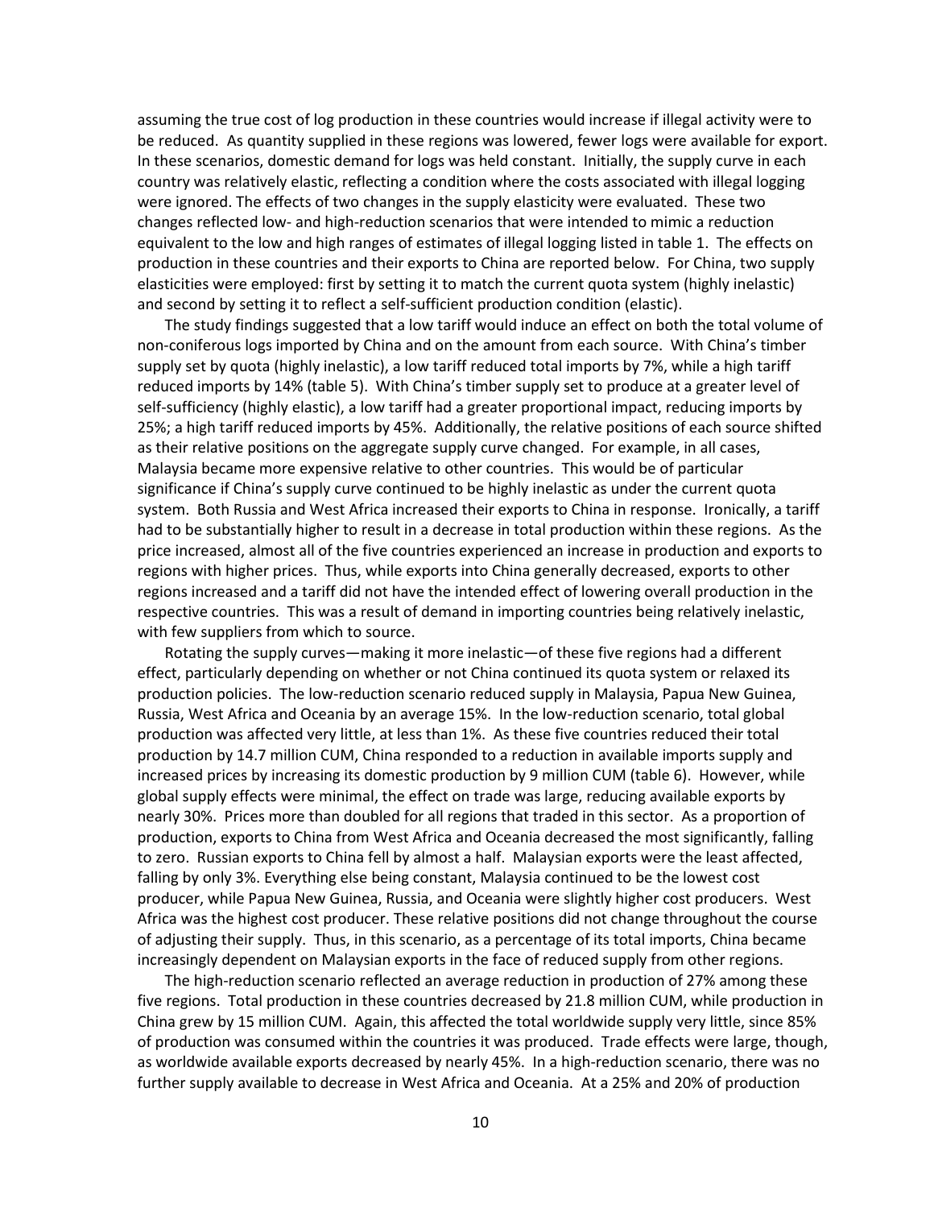assuming the true cost of log production in these countries would increase if illegal activity were to be reduced. As quantity supplied in these regions was lowered, fewer logs were available for export. In these scenarios, domestic demand for logs was held constant. Initially, the supply curve in each country was relatively elastic, reflecting a condition where the costs associated with illegal logging were ignored. The effects of two changes in the supply elasticity were evaluated. These two changes reflected low- and high-reduction scenarios that were intended to mimic a reduction equivalent to the low and high ranges of estimates of illegal logging listed in table 1. The effects on production in these countries and their exports to China are reported below. For China, two supply elasticities were employed: first by setting it to match the current quota system (highly inelastic) and second by setting it to reflect a self-sufficient production condition (elastic).

The study findings suggested that a low tariff would induce an effect on both the total volume of non-coniferous logs imported by China and on the amount from each source. With China's timber supply set by quota (highly inelastic), a low tariff reduced total imports by 7%, while a high tariff reduced imports by 14% (table 5). With China's timber supply set to produce at a greater level of self-sufficiency (highly elastic), a low tariff had a greater proportional impact, reducing imports by 25%; a high tariff reduced imports by 45%. Additionally, the relative positions of each source shifted as their relative positions on the aggregate supply curve changed. For example, in all cases, Malaysia became more expensive relative to other countries. This would be of particular significance if China's supply curve continued to be highly inelastic as under the current quota system. Both Russia and West Africa increased their exports to China in response. Ironically, a tariff had to be substantially higher to result in a decrease in total production within these regions. As the price increased, almost all of the five countries experienced an increase in production and exports to regions with higher prices. Thus, while exports into China generally decreased, exports to other regions increased and a tariff did not have the intended effect of lowering overall production in the respective countries. This was a result of demand in importing countries being relatively inelastic, with few suppliers from which to source.

Rotating the supply curves—making it more inelastic—of these five regions had a different effect, particularly depending on whether or not China continued its quota system or relaxed its production policies. The low-reduction scenario reduced supply in Malaysia, Papua New Guinea, Russia, West Africa and Oceania by an average 15%. In the low-reduction scenario, total global production was affected very little, at less than 1%. As these five countries reduced their total production by 14.7 million CUM, China responded to a reduction in available imports supply and increased prices by increasing its domestic production by 9 million CUM (table 6). However, while global supply effects were minimal, the effect on trade was large, reducing available exports by nearly 30%. Prices more than doubled for all regions that traded in this sector. As a proportion of production, exports to China from West Africa and Oceania decreased the most significantly, falling to zero. Russian exports to China fell by almost a half. Malaysian exports were the least affected, falling by only 3%. Everything else being constant, Malaysia continued to be the lowest cost producer, while Papua New Guinea, Russia, and Oceania were slightly higher cost producers. West Africa was the highest cost producer. These relative positions did not change throughout the course of adjusting their supply. Thus, in this scenario, as a percentage of its total imports, China became increasingly dependent on Malaysian exports in the face of reduced supply from other regions.

The high-reduction scenario reflected an average reduction in production of 27% among these five regions. Total production in these countries decreased by 21.8 million CUM, while production in China grew by 15 million CUM. Again, this affected the total worldwide supply very little, since 85% of production was consumed within the countries it was produced. Trade effects were large, though, as worldwide available exports decreased by nearly 45%. In a high-reduction scenario, there was no further supply available to decrease in West Africa and Oceania. At a 25% and 20% of production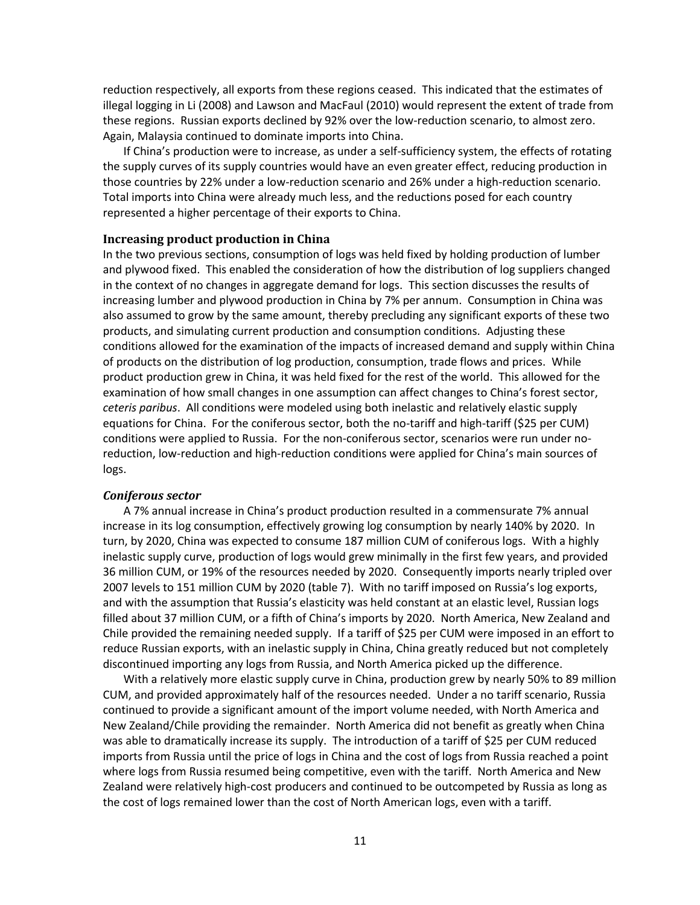reduction respectively, all exports from these regions ceased. This indicated that the estimates of illegal logging in Li (2008) and Lawson and MacFaul (2010) would represent the extent of trade from these regions. Russian exports declined by 92% over the low-reduction scenario, to almost zero. Again, Malaysia continued to dominate imports into China.

If China's production were to increase, as under a self-sufficiency system, the effects of rotating the supply curves of its supply countries would have an even greater effect, reducing production in those countries by 22% under a low-reduction scenario and 26% under a high-reduction scenario. Total imports into China were already much less, and the reductions posed for each country represented a higher percentage of their exports to China.

### Increasing product production in China

In the two previous sections, consumption of logs was held fixed by holding production of lumber and plywood fixed. This enabled the consideration of how the distribution of log suppliers changed in the context of no changes in aggregate demand for logs. This section discusses the results of increasing lumber and plywood production in China by 7% per annum. Consumption in China was also assumed to grow by the same amount, thereby precluding any significant exports of these two products, and simulating current production and consumption conditions. Adjusting these conditions allowed for the examination of the impacts of increased demand and supply within China of products on the distribution of log production, consumption, trade flows and prices. While product production grew in China, it was held fixed for the rest of the world. This allowed for the examination of how small changes in one assumption can affect changes to China's forest sector, *ceteris paribus*. All conditions were modeled using both inelastic and relatively elastic supply equations for China. For the coniferous sector, both the no-tariff and high-tariff ($25 per CUM) conditions were applied to Russia. For the non-coniferous sector, scenarios were run under no-reduction, low-reduction and high-reduction conditions were applied for China's main sources of logs.

#### *Coniferous sector*

A 7% annual increase in China's product production resulted in a commensurate 7% annual increase in its log consumption, effectively growing log consumption by nearly 140% by 2020. In turn, by 2020, China was expected to consume 187 million CUM of coniferous logs. With a highly inelastic supply curve, production of logs would grew minimally in the first few years, and provided 36 million CUM, or 19% of the resources needed by 2020. Consequently imports nearly tripled over 2007 levels to 151 million CUM by 2020 (table 7). With no tariff imposed on Russia's log exports, and with the assumption that Russia's elasticity was held constant at an elastic level, Russian logs filled about 37 million CUM, or a fifth of China's imports by 2020. North America, New Zealand and Chile provided the remaining needed supply. If a tariff of $25 per CUM were imposed in an effort to reduce Russian exports, with an inelastic supply in China, China greatly reduced but not completely discontinued importing any logs from Russia, and North America picked up the difference.

With a relatively more elastic supply curve in China, production grew by nearly 50% to 89 million CUM, and provided approximately half of the resources needed. Under a no tariff scenario, Russia continued to provide a significant amount of the import volume needed, with North America and New Zealand/Chile providing the remainder. North America did not benefit as greatly when China was able to dramatically increase its supply. The introduction of a tariff of $25 per CUM reduced imports from Russia until the price of logs in China and the cost of logs from Russia reached a point where logs from Russia resumed being competitive, even with the tariff. North America and New Zealand were relatively high-cost producers and continued to be outcompeted by Russia as long as the cost of logs remained lower than the cost of North American logs, even with a tariff.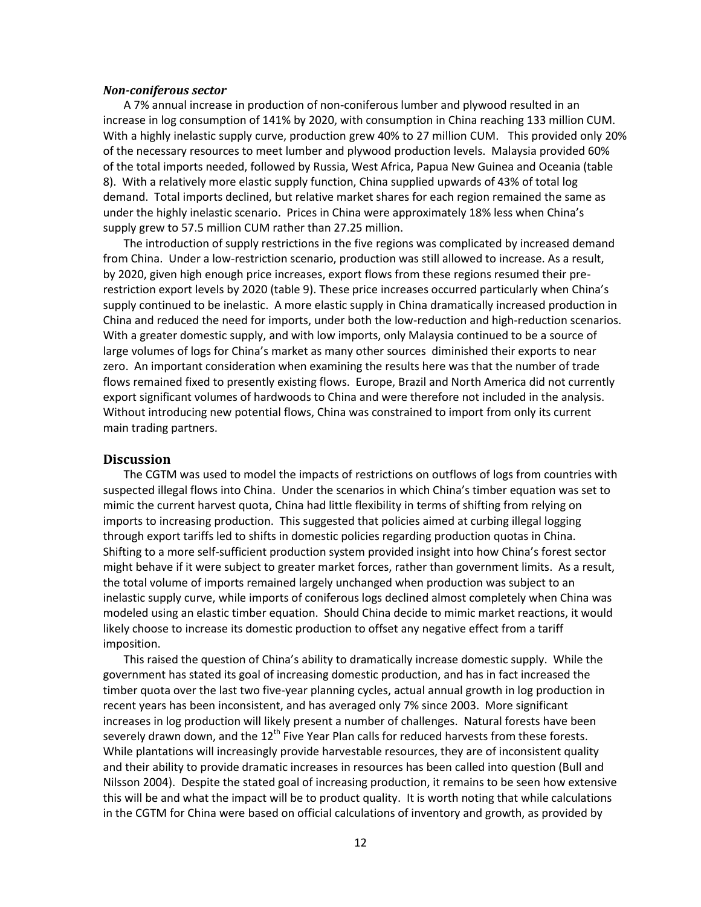### *Non-coniferous sector*

A 7% annual increase in production of non-coniferous lumber and plywood resulted in an increase in log consumption of 141% by 2020, with consumption in China reaching 133 million CUM. With a highly inelastic supply curve, production grew 40% to 27 million CUM. This provided only 20% of the necessary resources to meet lumber and plywood production levels. Malaysia provided 60% of the total imports needed, followed by Russia, West Africa, Papua New Guinea and Oceania (table 8). With a relatively more elastic supply function, China supplied upwards of 43% of total log demand. Total imports declined, but relative market shares for each region remained the same as under the highly inelastic scenario. Prices in China were approximately 18% less when China's supply grew to 57.5 million CUM rather than 27.25 million.

The introduction of supply restrictions in the five regions was complicated by increased demand from China. Under a low-restriction scenario, production was still allowed to increase. As a result, by 2020, given high enough price increases, export flows from these regions resumed their pre-restriction export levels by 2020 (table 9). These price increases occurred particularly when China's supply continued to be inelastic. A more elastic supply in China dramatically increased production in China and reduced the need for imports, under both the low-reduction and high-reduction scenarios. With a greater domestic supply, and with low imports, only Malaysia continued to be a source of large volumes of logs for China's market as many other sources diminished their exports to near zero. An important consideration when examining the results here was that the number of trade flows remained fixed to presently existing flows. Europe, Brazil and North America did not currently export significant volumes of hardwoods to China and were therefore not included in the analysis. Without introducing new potential flows, China was constrained to import from only its current main trading partners.

## Discussion

The CGTM was used to model the impacts of restrictions on outflows of logs from countries with suspected illegal flows into China. Under the scenarios in which China's timber equation was set to mimic the current harvest quota, China had little flexibility in terms of shifting from relying on imports to increasing production. This suggested that policies aimed at curbing illegal logging through export tariffs led to shifts in domestic policies regarding production quotas in China. Shifting to a more self-sufficient production system provided insight into how China's forest sector might behave if it were subject to greater market forces, rather than government limits. As a result, the total volume of imports remained largely unchanged when production was subject to an inelastic supply curve, while imports of coniferous logs declined almost completely when China was modeled using an elastic timber equation. Should China decide to mimic market reactions, it would likely choose to increase its domestic production to offset any negative effect from a tariff imposition.

This raised the question of China's ability to dramatically increase domestic supply. While the government has stated its goal of increasing domestic production, and has in fact increased the timber quota over the last two five-year planning cycles, actual annual growth in log production in recent years has been inconsistent, and has averaged only 7% since 2003. More significant increases in log production will likely present a number of challenges. Natural forests have been severely drawn down, and the 12th Five Year Plan calls for reduced harvests from these forests. While plantations will increasingly provide harvestable resources, they are of inconsistent quality and their ability to provide dramatic increases in resources has been called into question (Bull and Nilsson 2004). Despite the stated goal of increasing production, it remains to be seen how extensive this will be and what the impact will be to product quality. It is worth noting that while calculations in the CGTM for China were based on official calculations of inventory and growth, as provided by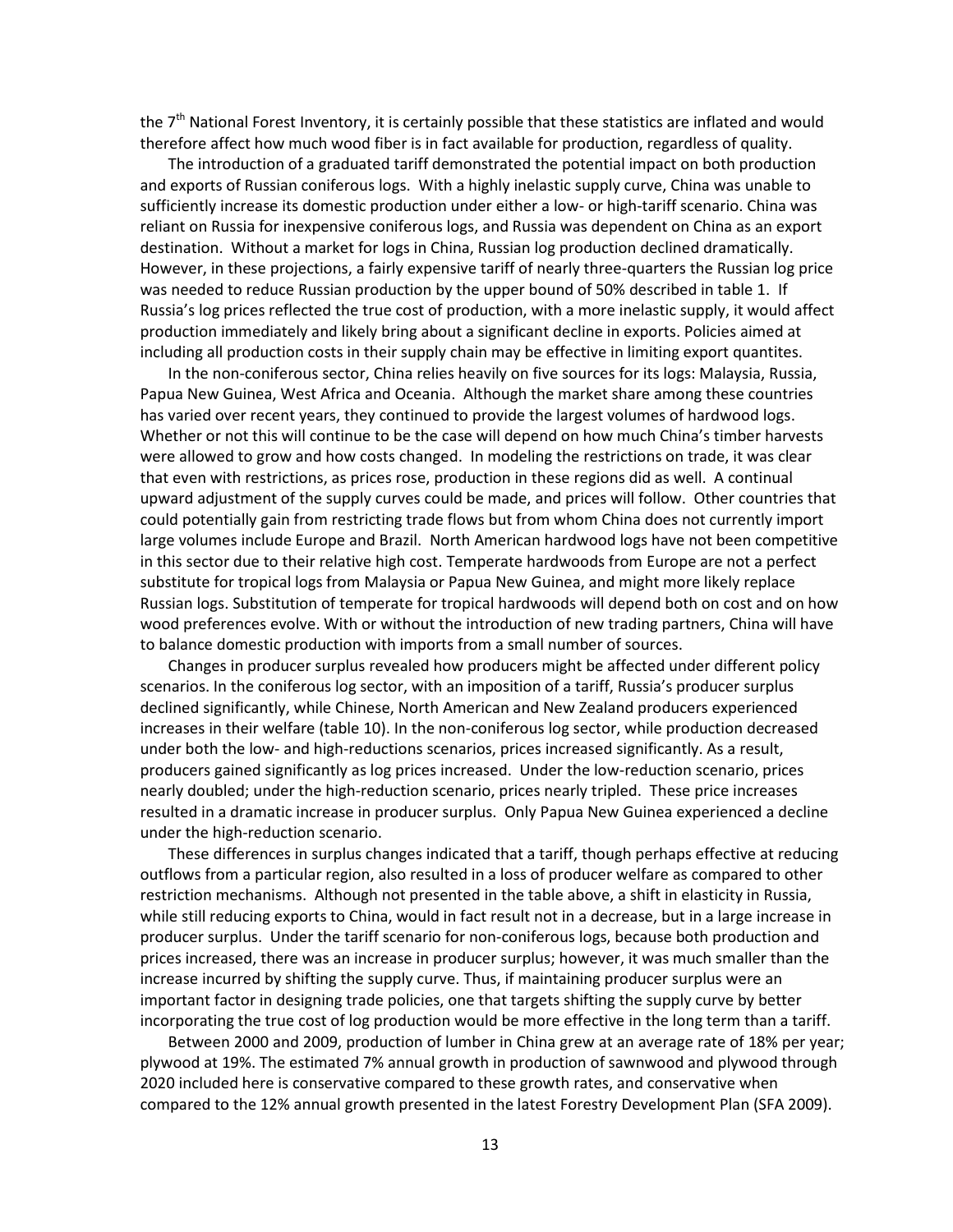the 7th National Forest Inventory, it is certainly possible that these statistics are inflated and would therefore affect how much wood fiber is in fact available for production, regardless of quality.

The introduction of a graduated tariff demonstrated the potential impact on both production and exports of Russian coniferous logs. With a highly inelastic supply curve, China was unable to sufficiently increase its domestic production under either a low- or high-tariff scenario. China was reliant on Russia for inexpensive coniferous logs, and Russia was dependent on China as an export destination. Without a market for logs in China, Russian log production declined dramatically. However, in these projections, a fairly expensive tariff of nearly three-quarters the Russian log price was needed to reduce Russian production by the upper bound of 50% described in table 1. If Russia's log prices reflected the true cost of production, with a more inelastic supply, it would affect production immediately and likely bring about a significant decline in exports. Policies aimed at including all production costs in their supply chain may be effective in limiting export quantites.

In the non-coniferous sector, China relies heavily on five sources for its logs: Malaysia, Russia, Papua New Guinea, West Africa and Oceania. Although the market share among these countries has varied over recent years, they continued to provide the largest volumes of hardwood logs. Whether or not this will continue to be the case will depend on how much China's timber harvests were allowed to grow and how costs changed. In modeling the restrictions on trade, it was clear that even with restrictions, as prices rose, production in these regions did as well. A continual upward adjustment of the supply curves could be made, and prices will follow. Other countries that could potentially gain from restricting trade flows but from whom China does not currently import large volumes include Europe and Brazil. North American hardwood logs have not been competitive in this sector due to their relative high cost. Temperate hardwoods from Europe are not a perfect substitute for tropical logs from Malaysia or Papua New Guinea, and might more likely replace Russian logs. Substitution of temperate for tropical hardwoods will depend both on cost and on how wood preferences evolve. With or without the introduction of new trading partners, China will have to balance domestic production with imports from a small number of sources.

Changes in producer surplus revealed how producers might be affected under different policy scenarios. In the coniferous log sector, with an imposition of a tariff, Russia's producer surplus declined significantly, while Chinese, North American and New Zealand producers experienced increases in their welfare (table 10). In the non-coniferous log sector, while production decreased under both the low- and high-reductions scenarios, prices increased significantly. As a result, producers gained significantly as log prices increased. Under the low-reduction scenario, prices nearly doubled; under the high-reduction scenario, prices nearly tripled. These price increases resulted in a dramatic increase in producer surplus. Only Papua New Guinea experienced a decline under the high-reduction scenario.

These differences in surplus changes indicated that a tariff, though perhaps effective at reducing outflows from a particular region, also resulted in a loss of producer welfare as compared to other restriction mechanisms. Although not presented in the table above, a shift in elasticity in Russia, while still reducing exports to China, would in fact result not in a decrease, but in a large increase in producer surplus. Under the tariff scenario for non-coniferous logs, because both production and prices increased, there was an increase in producer surplus; however, it was much smaller than the increase incurred by shifting the supply curve. Thus, if maintaining producer surplus were an important factor in designing trade policies, one that targets shifting the supply curve by better incorporating the true cost of log production would be more effective in the long term than a tariff.

Between 2000 and 2009, production of lumber in China grew at an average rate of 18% per year; plywood at 19%. The estimated 7% annual growth in production of sawnwood and plywood through 2020 included here is conservative compared to these growth rates, and conservative when compared to the 12% annual growth presented in the latest Forestry Development Plan (SFA 2009).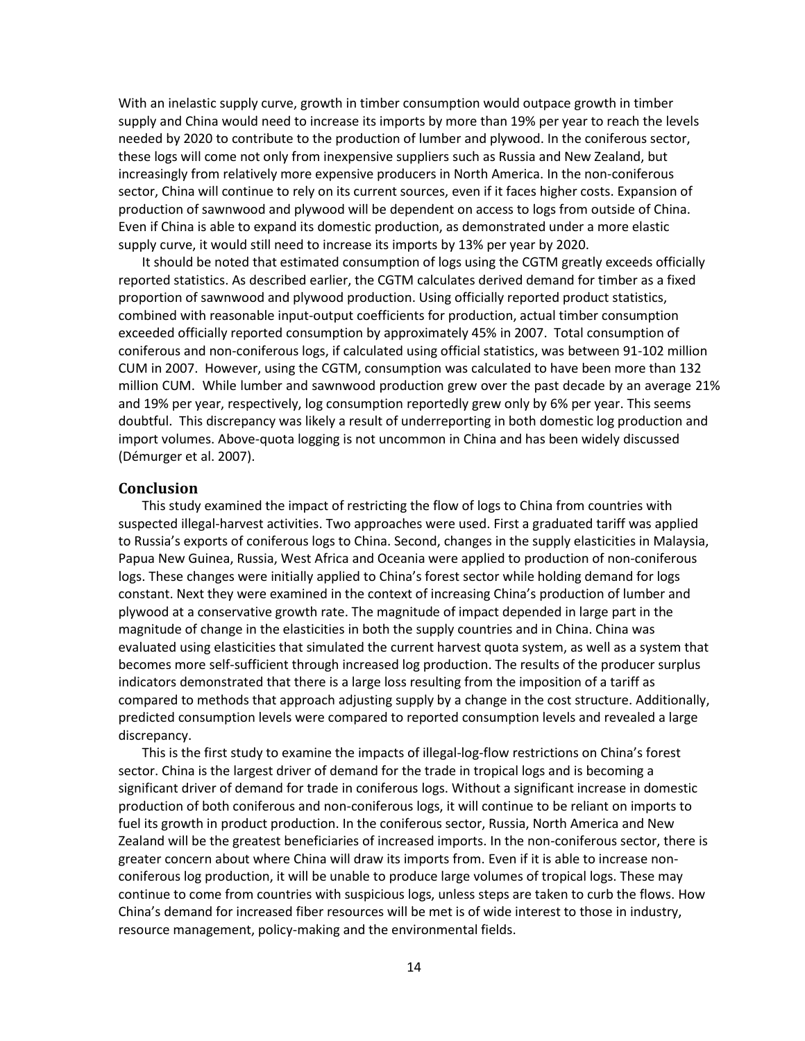With an inelastic supply curve, growth in timber consumption would outpace growth in timber supply and China would need to increase its imports by more than 19% per year to reach the levels needed by 2020 to contribute to the production of lumber and plywood. In the coniferous sector, these logs will come not only from inexpensive suppliers such as Russia and New Zealand, but increasingly from relatively more expensive producers in North America. In the non-coniferous sector, China will continue to rely on its current sources, even if it faces higher costs. Expansion of production of sawnwood and plywood will be dependent on access to logs from outside of China. Even if China is able to expand its domestic production, as demonstrated under a more elastic supply curve, it would still need to increase its imports by 13% per year by 2020.

It should be noted that estimated consumption of logs using the CGTM greatly exceeds officially reported statistics. As described earlier, the CGTM calculates derived demand for timber as a fixed proportion of sawnwood and plywood production. Using officially reported product statistics, combined with reasonable input-output coefficients for production, actual timber consumption exceeded officially reported consumption by approximately 45% in 2007. Total consumption of coniferous and non-coniferous logs, if calculated using official statistics, was between 91-102 million CUM in 2007. However, using the CGTM, consumption was calculated to have been more than 132 million CUM. While lumber and sawnwood production grew over the past decade by an average 21% and 19% per year, respectively, log consumption reportedly grew only by 6% per year. This seems doubtful. This discrepancy was likely a result of underreporting in both domestic log production and import volumes. Above-quota logging is not uncommon in China and has been widely discussed (Démurger et al. 2007).

## Conclusion

This study examined the impact of restricting the flow of logs to China from countries with suspected illegal-harvest activities. Two approaches were used. First a graduated tariff was applied to Russia's exports of coniferous logs to China. Second, changes in the supply elasticities in Malaysia, Papua New Guinea, Russia, West Africa and Oceania were applied to production of non-coniferous logs. These changes were initially applied to China's forest sector while holding demand for logs constant. Next they were examined in the context of increasing China's production of lumber and plywood at a conservative growth rate. The magnitude of impact depended in large part in the magnitude of change in the elasticities in both the supply countries and in China. China was evaluated using elasticities that simulated the current harvest quota system, as well as a system that becomes more self-sufficient through increased log production. The results of the producer surplus indicators demonstrated that there is a large loss resulting from the imposition of a tariff as compared to methods that approach adjusting supply by a change in the cost structure. Additionally, predicted consumption levels were compared to reported consumption levels and revealed a large discrepancy.

This is the first study to examine the impacts of illegal-log-flow restrictions on China's forest sector. China is the largest driver of demand for the trade in tropical logs and is becoming a significant driver of demand for trade in coniferous logs. Without a significant increase in domestic production of both coniferous and non-coniferous logs, it will continue to be reliant on imports to fuel its growth in product production. In the coniferous sector, Russia, North America and New Zealand will be the greatest beneficiaries of increased imports. In the non-coniferous sector, there is greater concern about where China will draw its imports from. Even if it is able to increase non-coniferous log production, it will be unable to produce large volumes of tropical logs. These may continue to come from countries with suspicious logs, unless steps are taken to curb the flows. How China's demand for increased fiber resources will be met is of wide interest to those in industry, resource management, policy-making and the environmental fields.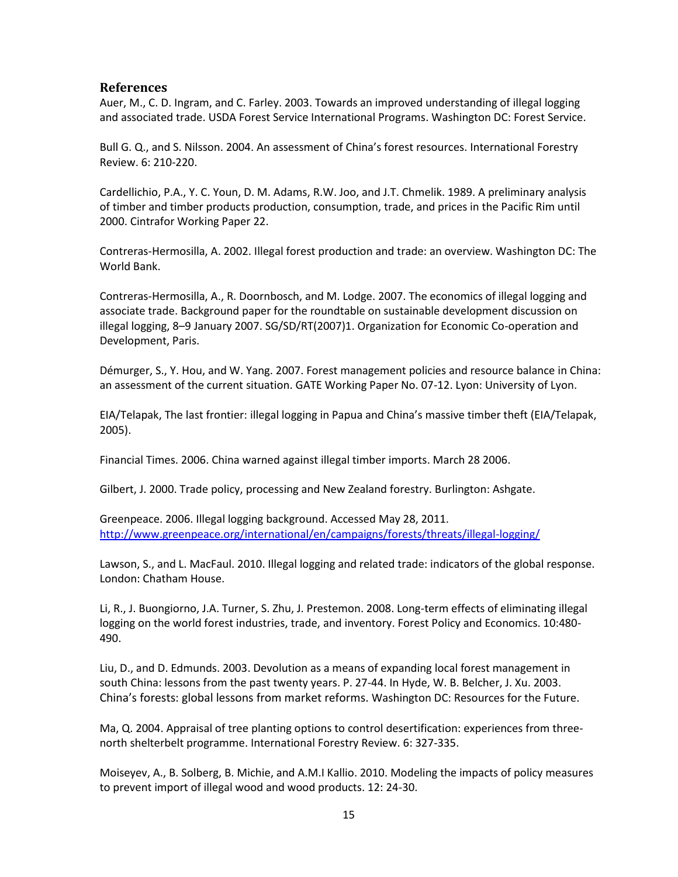## References

Auer, M., C. D. Ingram, and C. Farley. 2003. Towards an improved understanding of illegal logging and associated trade. USDA Forest Service International Programs. Washington DC: Forest Service.

Bull G. Q., and S. Nilsson. 2004. An assessment of China's forest resources. International Forestry Review. 6: 210-220.

Cardellichio, P.A., Y. C. Youn, D. M. Adams, R.W. Joo, and J.T. Chmelik. 1989. A preliminary analysis of timber and timber products production, consumption, trade, and prices in the Pacific Rim until 2000. Cintrafor Working Paper 22.

Contreras-Hermosilla, A. 2002. Illegal forest production and trade: an overview. Washington DC: The World Bank.

Contreras-Hermosilla, A., R. Doornbosch, and M. Lodge. 2007. The economics of illegal logging and associate trade. Background paper for the roundtable on sustainable development discussion on illegal logging, 8–9 January 2007. SG/SD/RT(2007)1. Organization for Economic Co-operation and Development, Paris.

Démurger, S., Y. Hou, and W. Yang. 2007. Forest management policies and resource balance in China: an assessment of the current situation. GATE Working Paper No. 07-12. Lyon: University of Lyon.

EIA/Telapak, The last frontier: illegal logging in Papua and China's massive timber theft (EIA/Telapak, 2005).

Financial Times. 2006. China warned against illegal timber imports. March 28 2006.

Gilbert, J. 2000. Trade policy, processing and New Zealand forestry. Burlington: Ashgate.

Greenpeace. 2006. Illegal logging background. Accessed May 28, 2011. http://www.greenpeace.org/international/en/campaigns/forests/threats/illegal-logging/

Lawson, S., and L. MacFaul. 2010. Illegal logging and related trade: indicators of the global response. London: Chatham House.

Li, R., J. Buongiorno, J.A. Turner, S. Zhu, J. Prestemon. 2008. Long-term effects of eliminating illegal logging on the world forest industries, trade, and inventory. Forest Policy and Economics. 10:480-490.

Liu, D., and D. Edmunds. 2003. Devolution as a means of expanding local forest management in south China: lessons from the past twenty years. P. 27-44. In Hyde, W. B. Belcher, J. Xu. 2003. China's forests: global lessons from market reforms. Washington DC: Resources for the Future.

Ma, Q. 2004. Appraisal of tree planting options to control desertification: experiences from three-north shelterbelt programme. International Forestry Review. 6: 327-335.

Moiseyev, A., B. Solberg, B. Michie, and A.M.I Kallio. 2010. Modeling the impacts of policy measures to prevent import of illegal wood and wood products. 12: 24-30.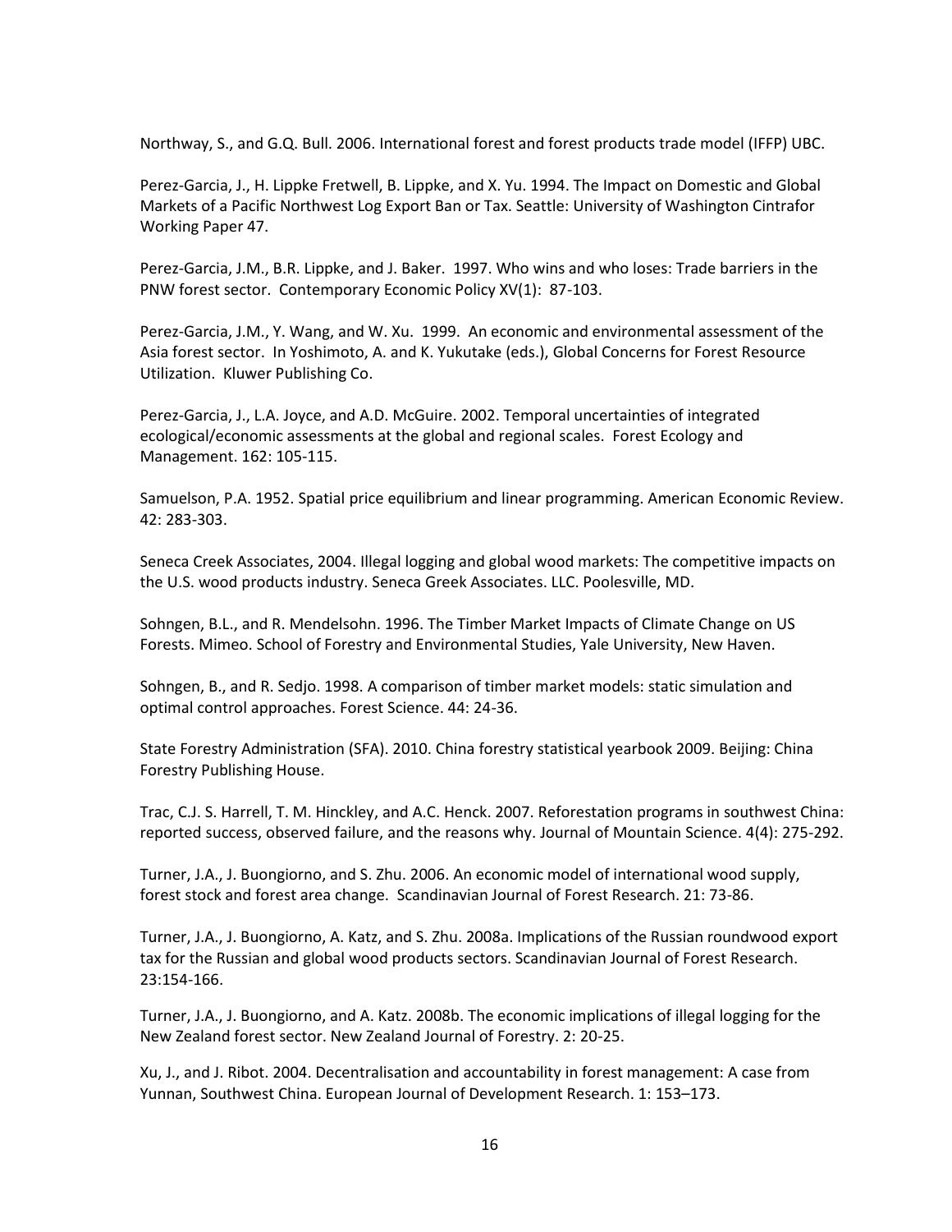Northway, S., and G.Q. Bull. 2006. International forest and forest products trade model (IFFP) UBC.

Perez-Garcia, J., H. Lippke Fretwell, B. Lippke, and X. Yu. 1994. The Impact on Domestic and Global Markets of a Pacific Northwest Log Export Ban or Tax. Seattle: University of Washington Cintrafor Working Paper 47.

Perez-Garcia, J.M., B.R. Lippke, and J. Baker. 1997. Who wins and who loses: Trade barriers in the PNW forest sector. Contemporary Economic Policy XV(1): 87-103.

Perez-Garcia, J.M., Y. Wang, and W. Xu. 1999. An economic and environmental assessment of the Asia forest sector. In Yoshimoto, A. and K. Yukutake (eds.), Global Concerns for Forest Resource Utilization. Kluwer Publishing Co.

Perez-Garcia, J., L.A. Joyce, and A.D. McGuire. 2002. Temporal uncertainties of integrated ecological/economic assessments at the global and regional scales. Forest Ecology and Management. 162: 105-115.

Samuelson, P.A. 1952. Spatial price equilibrium and linear programming. American Economic Review. 42: 283-303.

Seneca Creek Associates, 2004. Illegal logging and global wood markets: The competitive impacts on the U.S. wood products industry. Seneca Greek Associates. LLC. Poolesville, MD.

Sohngen, B.L., and R. Mendelsohn. 1996. The Timber Market Impacts of Climate Change on US Forests. Mimeo. School of Forestry and Environmental Studies, Yale University, New Haven.

Sohngen, B., and R. Sedjo. 1998. A comparison of timber market models: static simulation and optimal control approaches. Forest Science. 44: 24-36.

State Forestry Administration (SFA). 2010. China forestry statistical yearbook 2009. Beijing: China Forestry Publishing House.

Trac, C.J. S. Harrell, T. M. Hinckley, and A.C. Henck. 2007. Reforestation programs in southwest China: reported success, observed failure, and the reasons why. Journal of Mountain Science. 4(4): 275-292.

Turner, J.A., J. Buongiorno, and S. Zhu. 2006. An economic model of international wood supply, forest stock and forest area change. Scandinavian Journal of Forest Research. 21: 73-86.

Turner, J.A., J. Buongiorno, A. Katz, and S. Zhu. 2008a. Implications of the Russian roundwood export tax for the Russian and global wood products sectors. Scandinavian Journal of Forest Research. 23:154-166.

Turner, J.A., J. Buongiorno, and A. Katz. 2008b. The economic implications of illegal logging for the New Zealand forest sector. New Zealand Journal of Forestry. 2: 20-25.

Xu, J., and J. Ribot. 2004. Decentralisation and accountability in forest management: A case from Yunnan, Southwest China. European Journal of Development Research. 1: 153–173.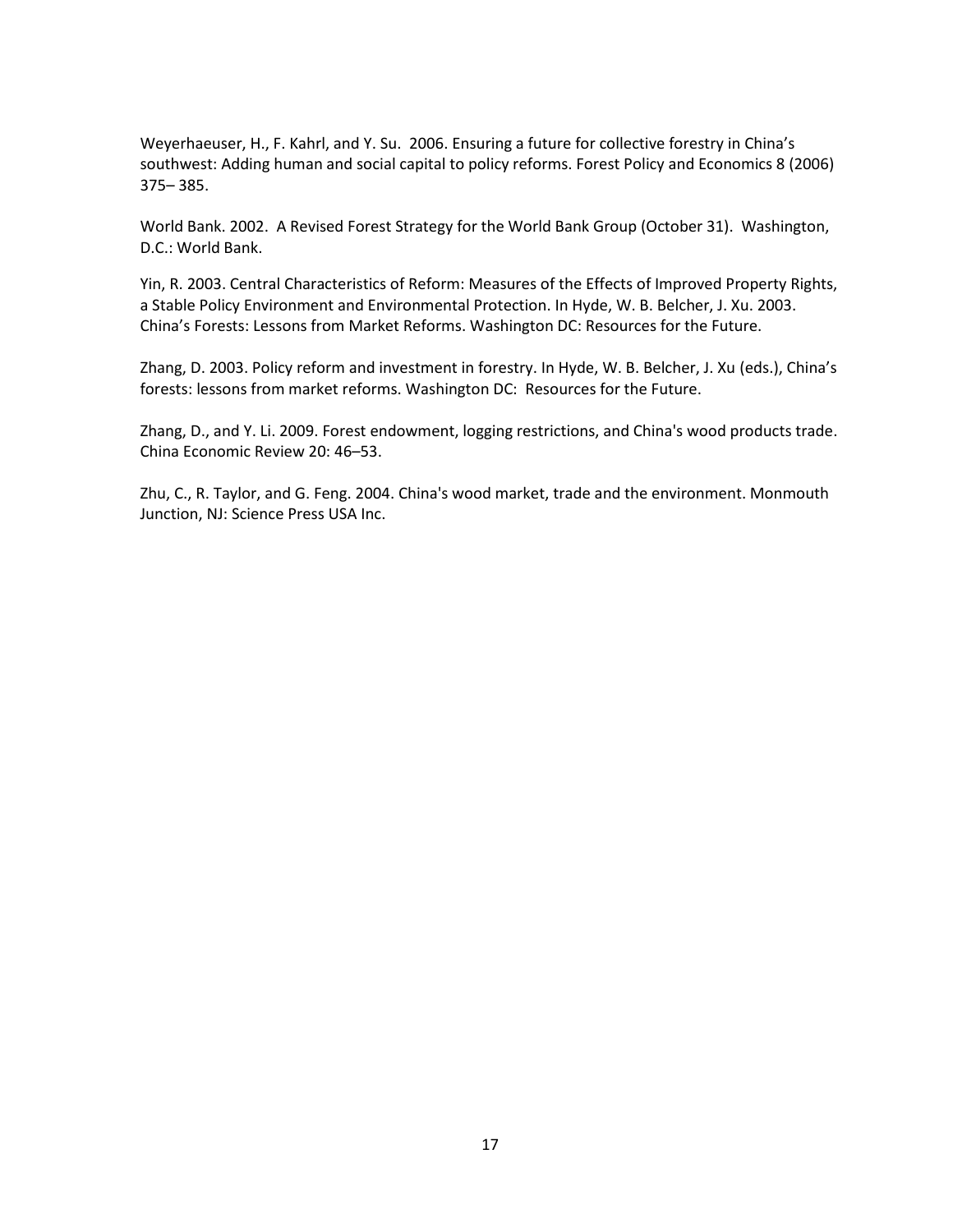Weyerhaeuser, H., F. Kahrl, and Y. Su. 2006. Ensuring a future for collective forestry in China's southwest: Adding human and social capital to policy reforms. Forest Policy and Economics 8 (2006) 375– 385.

World Bank. 2002. A Revised Forest Strategy for the World Bank Group (October 31). Washington, D.C.: World Bank.

Yin, R. 2003. Central Characteristics of Reform: Measures of the Effects of Improved Property Rights, a Stable Policy Environment and Environmental Protection. In Hyde, W. B. Belcher, J. Xu. 2003. China's Forests: Lessons from Market Reforms. Washington DC: Resources for the Future.

Zhang, D. 2003. Policy reform and investment in forestry. In Hyde, W. B. Belcher, J. Xu (eds.), China's forests: lessons from market reforms. Washington DC: Resources for the Future.

Zhang, D., and Y. Li. 2009. Forest endowment, logging restrictions, and China's wood products trade. China Economic Review 20: 46–53.

Zhu, C., R. Taylor, and G. Feng. 2004. China's wood market, trade and the environment. Monmouth Junction, NJ: Science Press USA Inc.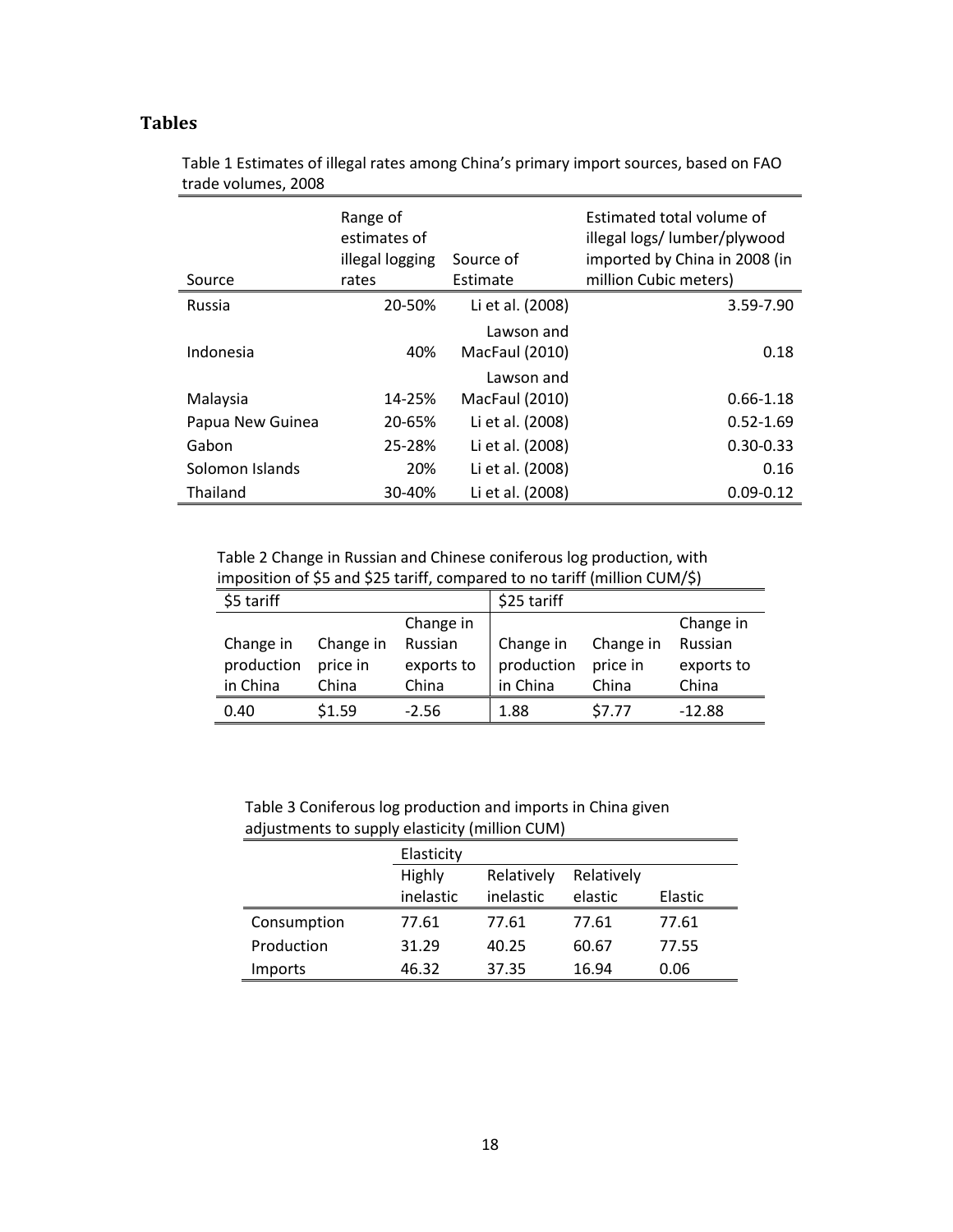## Tables

Table 1 Estimates of illegal rates among China's primary import sources, based on FAO trade volumes, 2008

| Source | Range of estimates of illegal logging rates | Source of Estimate | Estimated total volume of illegal logs/ lumber/plywood imported by China in 2008 (in million Cubic meters) |
|---|---|---|---|
| Russia | 20-50% | Li et al. (2008) | 3.59-7.90 |
| Indonesia | 40% | Lawson and MacFaul (2010) | 0.18 |
| Malaysia | 14-25% | Lawson and MacFaul (2010) | 0.66-1.18 |
| Papua New Guinea | 20-65% | Li et al. (2008) | 0.52-1.69 |
| Gabon | 25-28% | Li et al. (2008) | 0.30-0.33 |
| Solomon Islands | 20% | Li et al. (2008) | 0.16 |
| Thailand | 30-40% | Li et al. (2008) | 0.09-0.12 |

Table 2 Change in Russian and Chinese coniferous log production, with imposition of $5 and $25 tariff, compared to no tariff (million CUM/$)

| $5 tariff | | | $25 tariff | | |
|---|---|---|---|---|---|
| Change in production in China | Change in price in China | Change in Russian exports to China | Change in production in China | Change in price in China | Change in Russian exports to China |
| 0.40 | $1.59 | -2.56 | 1.88 | $7.77 | -12.88 |

Table 3 Coniferous log production and imports in China given adjustments to supply elasticity (million CUM)

| | Elasticity | | | |
|---|---|---|---|---|
| | Highly inelastic | Relatively inelastic | Relatively elastic | Elastic |
| Consumption | 77.61 | 77.61 | 77.61 | 77.61 |
| Production | 31.29 | 40.25 | 60.67 | 77.55 |
| Imports | 46.32 | 37.35 | 16.94 | 0.06 |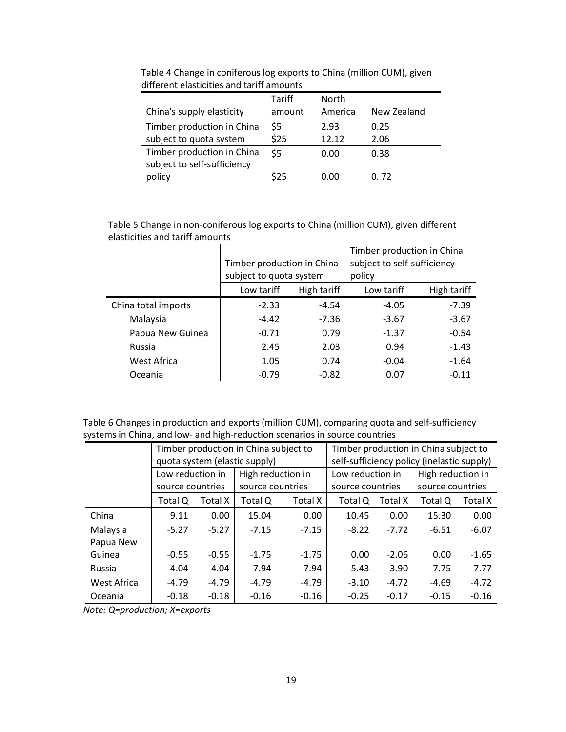Table 4 Change in coniferous log exports to China (million CUM), given different elasticities and tariff amounts

| China's supply elasticity | Tariff amount | North America | New Zealand |
|---|---|---|---|
| Timber production in China subject to quota system | $5 | 2.93 | 0.25 |
| | $25 | 12.12 | 2.06 |
| Timber production in China subject to self-sufficiency policy | $5 | 0.00 | 0.38 |
| | $25 | 0.00 | 0. 72 |

Table 5 Change in non-coniferous log exports to China (million CUM), given different elasticities and tariff amounts

| | Timber production in China subject to quota system | | Timber production in China subject to self-sufficiency policy | |
|---|---|---|---|---|
| | Low tariff | High tariff | Low tariff | High tariff |
| China total imports | -2.33 | -4.54 | -4.05 | -7.39 |
| Malaysia | -4.42 | -7.36 | -3.67 | -3.67 |
| Papua New Guinea | -0.71 | 0.79 | -1.37 | -0.54 |
| Russia | 2.45 | 2.03 | 0.94 | -1.43 |
| West Africa | 1.05 | 0.74 | -0.04 | -1.64 |
| Oceania | -0.79 | -0.82 | 0.07 | -0.11 |

Table 6 Changes in production and exports (million CUM), comparing quota and self-sufficiency systems in China, and low- and high-reduction scenarios in source countries

| | Timber production in China subject to quota system (elastic supply) | | | | Timber production in China subject to self-sufficiency policy (inelastic supply) | | | |
|---|---|---|---|---|---|---|---|---|
| | Low reduction in source countries | | High reduction in source countries | | Low reduction in source countries | | High reduction in source countries | |
| | Total Q | Total X | Total Q | Total X | Total Q | Total X | Total Q | Total X |
| China | 9.11 | 0.00 | 15.04 | 0.00 | 10.45 | 0.00 | 15.30 | 0.00 |
| Malaysia | -5.27 | -5.27 | -7.15 | -7.15 | -8.22 | -7.72 | -6.51 | -6.07 |
| Papua New Guinea | -0.55 | -0.55 | -1.75 | -1.75 | 0.00 | -2.06 | 0.00 | -1.65 |
| Russia | -4.04 | -4.04 | -7.94 | -7.94 | -5.43 | -3.90 | -7.75 | -7.77 |
| West Africa | -4.79 | -4.79 | -4.79 | -4.79 | -3.10 | -4.72 | -4.69 | -4.72 |
| Oceania | -0.18 | -0.18 | -0.16 | -0.16 | -0.25 | -0.17 | -0.15 | -0.16 |

*Note: Q=production; X=exports*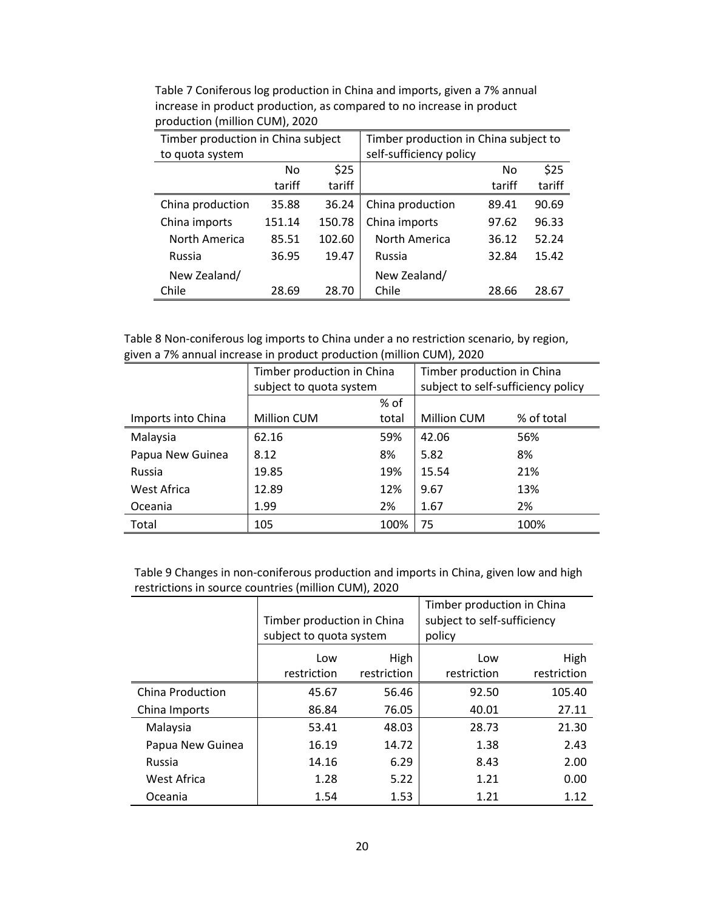Table 7 Coniferous log production in China and imports, given a 7% annual increase in product production, as compared to no increase in product production (million CUM), 2020

| Timber production in China subject to quota system | | | Timber production in China subject to self-sufficiency policy | | |
|---|---|---|---|---|---|
| | No tariff | $25 tariff | | No tariff | $25 tariff |
| China production | 35.88 | 36.24 | China production | 89.41 | 90.69 |
| China imports | 151.14 | 150.78 | China imports | 97.62 | 96.33 |
| North America | 85.51 | 102.60 | North America | 36.12 | 52.24 |
| Russia | 36.95 | 19.47 | Russia | 32.84 | 15.42 |
| New Zealand/ Chile | 28.69 | 28.70 | New Zealand/ Chile | 28.66 | 28.67 |

Table 8 Non-coniferous log imports to China under a no restriction scenario, by region, given a 7% annual increase in product production (million CUM), 2020

| | Timber production in China subject to quota system | | Timber production in China subject to self-sufficiency policy | |
|---|---|---|---|---|
| Imports into China | Million CUM | % of total | Million CUM | % of total |
| Malaysia | 62.16 | 59% | 42.06 | 56% |
| Papua New Guinea | 8.12 | 8% | 5.82 | 8% |
| Russia | 19.85 | 19% | 15.54 | 21% |
| West Africa | 12.89 | 12% | 9.67 | 13% |
| Oceania | 1.99 | 2% | 1.67 | 2% |
| Total | 105 | 100% | 75 | 100% |

Table 9 Changes in non-coniferous production and imports in China, given low and high restrictions in source countries (million CUM), 2020

| | Timber production in China subject to quota system | | Timber production in China subject to self-sufficiency policy | |
|---|---|---|---|---|
| | Low restriction | High restriction | Low restriction | High restriction |
| China Production | 45.67 | 56.46 | 92.50 | 105.40 |
| China Imports | 86.84 | 76.05 | 40.01 | 27.11 |
| Malaysia | 53.41 | 48.03 | 28.73 | 21.30 |
| Papua New Guinea | 16.19 | 14.72 | 1.38 | 2.43 |
| Russia | 14.16 | 6.29 | 8.43 | 2.00 |
| West Africa | 1.28 | 5.22 | 1.21 | 0.00 |
| Oceania | 1.54 | 1.53 | 1.21 | 1.12 |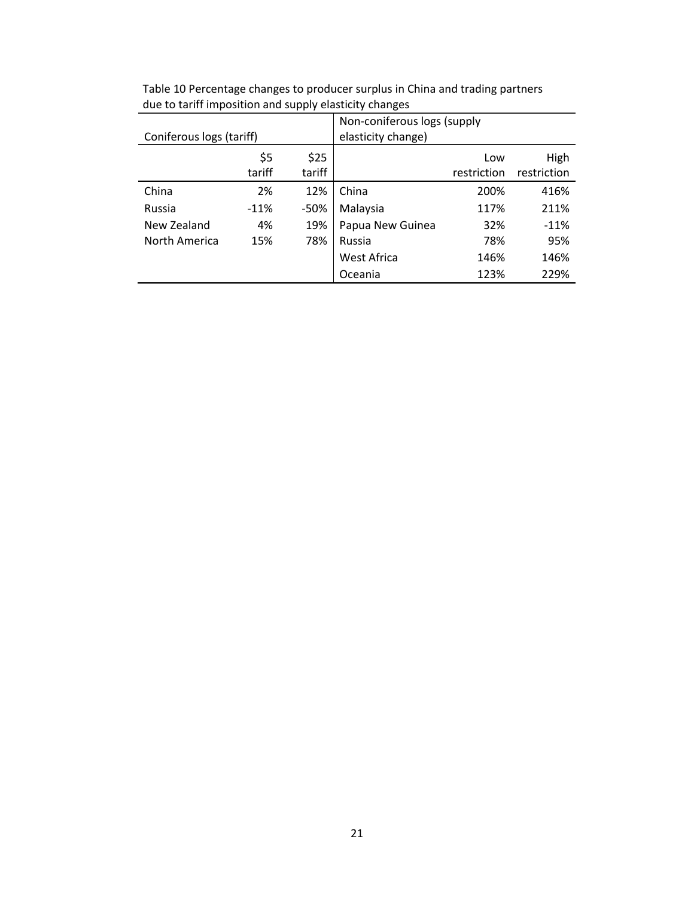Table 10 Percentage changes to producer surplus in China and trading partners due to tariff imposition and supply elasticity changes

| Coniferous logs (tariff) | | | Non-coniferous logs (supply elasticity change) | | |
|---|---|---|---|---|---|
| | $5 tariff | $25 tariff | | Low restriction | High restriction |
| China | 2% | 12% | China | 200% | 416% |
| Russia | -11% | -50% | Malaysia | 117% | 211% |
| New Zealand | 4% | 19% | Papua New Guinea | 32% | -11% |
| North America | 15% | 78% | Russia | 78% | 95% |
| | | | West Africa | 146% | 146% |
| | | | Oceania | 123% | 229% |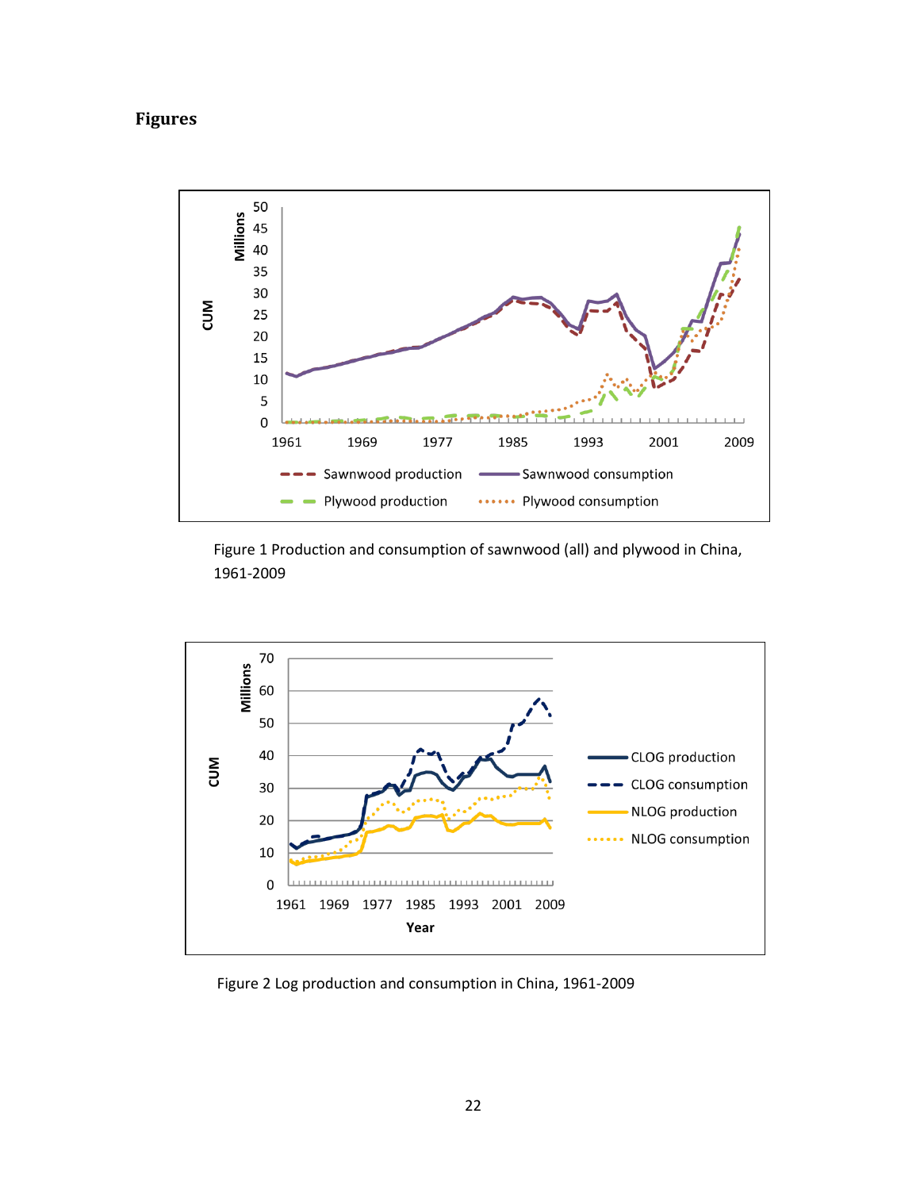**Figures**

Figure 1 Production and consumption of sawnwood (all) and plywood in China, 1961-2009

Figure 2 Log production and consumption in China, 1961-2009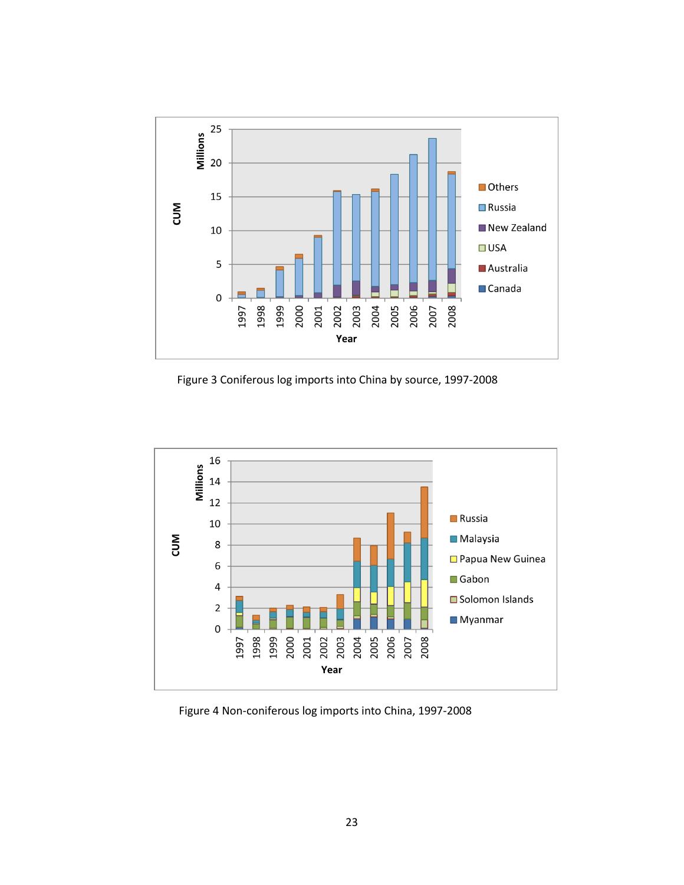CUM

Millions

25
20
15
10
5
0

1997 1998 1999 2000 2001 2002 2003 2004 2005 2006 2007 2008

Year

Others
Russia
New Zealand
USA
Australia
Canada

Figure 3 Coniferous log imports into China by source, 1997-2008

CUM

Millions

16
14
12
10
8
6
4
2
0

1997 1998 1999 2000 2001 2002 2003 2004 2005 2006 2007 2008

Year

Russia
Malaysia
Papua New Guinea
Gabon
Solomon Islands
Myanmar

Figure 4 Non-coniferous log imports into China, 1997-2008